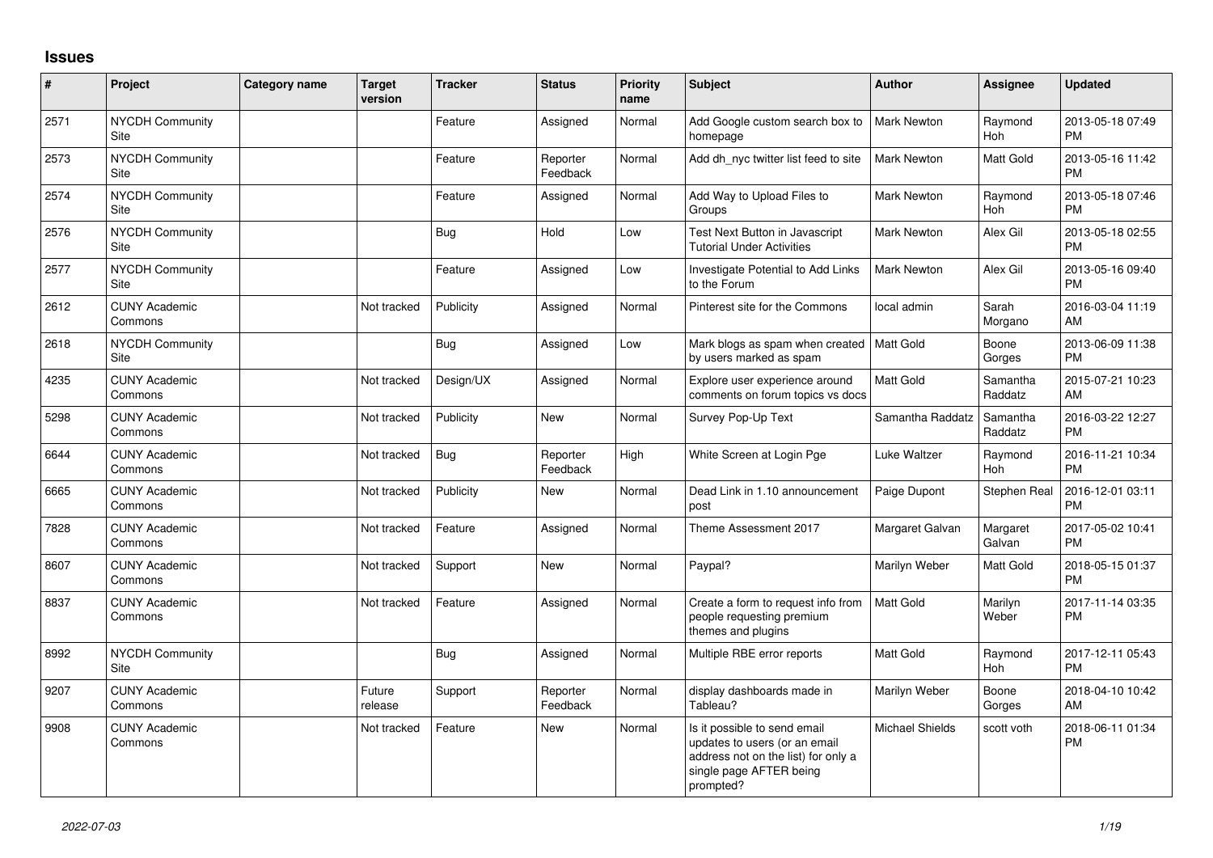## Issues

| # | Project | Category name | Target version | Tracker | Status | Priority name | Subject | Author | Assignee | Updated |
|---|---|---|---|---|---|---|---|---|---|---|
| 2571 | NYCDH Community Site | | | Feature | Assigned | Normal | Add Google custom search box to homepage | Mark Newton | Raymond Hoh | 2013-05-18 07:49 PM |
| 2573 | NYCDH Community Site | | | Feature | Reporter Feedback | Normal | Add dh_nyc twitter list feed to site | Mark Newton | Matt Gold | 2013-05-16 11:42 PM |
| 2574 | NYCDH Community Site | | | Feature | Assigned | Normal | Add Way to Upload Files to Groups | Mark Newton | Raymond Hoh | 2013-05-18 07:46 PM |
| 2576 | NYCDH Community Site | | | Bug | Hold | Low | Test Next Button in Javascript Tutorial Under Activities | Mark Newton | Alex Gil | 2013-05-18 02:55 PM |
| 2577 | NYCDH Community Site | | | Feature | Assigned | Low | Investigate Potential to Add Links to the Forum | Mark Newton | Alex Gil | 2013-05-16 09:40 PM |
| 2612 | CUNY Academic Commons | | Not tracked | Publicity | Assigned | Normal | Pinterest site for the Commons | local admin | Sarah Morgano | 2016-03-04 11:19 AM |
| 2618 | NYCDH Community Site | | | Bug | Assigned | Low | Mark blogs as spam when created by users marked as spam | Matt Gold | Boone Gorges | 2013-06-09 11:38 PM |
| 4235 | CUNY Academic Commons | | Not tracked | Design/UX | Assigned | Normal | Explore user experience around comments on forum topics vs docs | Matt Gold | Samantha Raddatz | 2015-07-21 10:23 AM |
| 5298 | CUNY Academic Commons | | Not tracked | Publicity | New | Normal | Survey Pop-Up Text | Samantha Raddatz | Samantha Raddatz | 2016-03-22 12:27 PM |
| 6644 | CUNY Academic Commons | | Not tracked | Bug | Reporter Feedback | High | White Screen at Login Pge | Luke Waltzer | Raymond Hoh | 2016-11-21 10:34 PM |
| 6665 | CUNY Academic Commons | | Not tracked | Publicity | New | Normal | Dead Link in 1.10 announcement post | Paige Dupont | Stephen Real | 2016-12-01 03:11 PM |
| 7828 | CUNY Academic Commons | | Not tracked | Feature | Assigned | Normal | Theme Assessment 2017 | Margaret Galvan | Margaret Galvan | 2017-05-02 10:41 PM |
| 8607 | CUNY Academic Commons | | Not tracked | Support | New | Normal | Paypal? | Marilyn Weber | Matt Gold | 2018-05-15 01:37 PM |
| 8837 | CUNY Academic Commons | | Not tracked | Feature | Assigned | Normal | Create a form to request info from people requesting premium themes and plugins | Matt Gold | Marilyn Weber | 2017-11-14 03:35 PM |
| 8992 | NYCDH Community Site | | | Bug | Assigned | Normal | Multiple RBE error reports | Matt Gold | Raymond Hoh | 2017-12-11 05:43 PM |
| 9207 | CUNY Academic Commons | | Future release | Support | Reporter Feedback | Normal | display dashboards made in Tableau? | Marilyn Weber | Boone Gorges | 2018-04-10 10:42 AM |
| 9908 | CUNY Academic Commons | | Not tracked | Feature | New | Normal | Is it possible to send email updates to users (or an email address not on the list) for only a single page AFTER being prompted? | Michael Shields | scott voth | 2018-06-11 01:34 PM |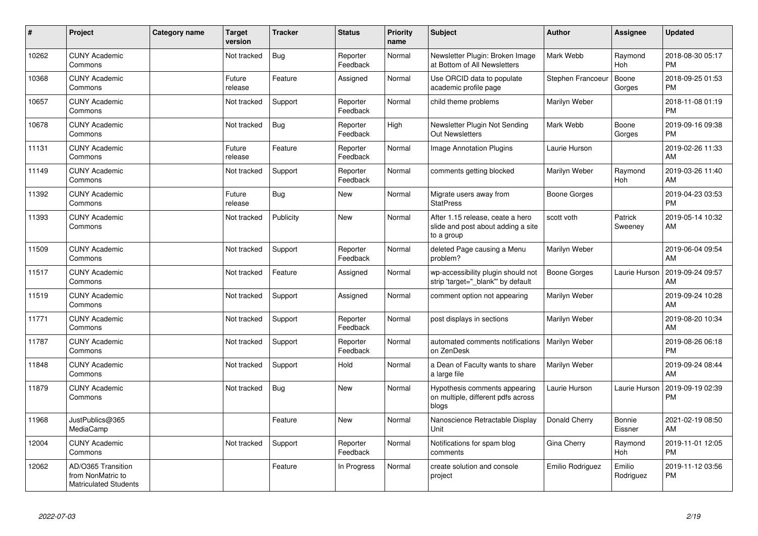| # | Project | Category name | Target version | Tracker | Status | Priority name | Subject | Author | Assignee | Updated |
|---|---|---|---|---|---|---|---|---|---|---|
| 10262 | CUNY Academic Commons | | Not tracked | Bug | Reporter Feedback | Normal | Newsletter Plugin: Broken Image at Bottom of All Newsletters | Mark Webb | Raymond Hoh | 2018-08-30 05:17 PM |
| 10368 | CUNY Academic Commons | | Future release | Feature | Assigned | Normal | Use ORCID data to populate academic profile page | Stephen Francoeur | Boone Gorges | 2018-09-25 01:53 PM |
| 10657 | CUNY Academic Commons | | Not tracked | Support | Reporter Feedback | Normal | child theme problems | Marilyn Weber | | 2018-11-08 01:19 PM |
| 10678 | CUNY Academic Commons | | Not tracked | Bug | Reporter Feedback | High | Newsletter Plugin Not Sending Out Newsletters | Mark Webb | Boone Gorges | 2019-09-16 09:38 PM |
| 11131 | CUNY Academic Commons | | Future release | Feature | Reporter Feedback | Normal | Image Annotation Plugins | Laurie Hurson | | 2019-02-26 11:33 AM |
| 11149 | CUNY Academic Commons | | Not tracked | Support | Reporter Feedback | Normal | comments getting blocked | Marilyn Weber | Raymond Hoh | 2019-03-26 11:40 AM |
| 11392 | CUNY Academic Commons | | Future release | Bug | New | Normal | Migrate users away from StatPress | Boone Gorges | | 2019-04-23 03:53 PM |
| 11393 | CUNY Academic Commons | | Not tracked | Publicity | New | Normal | After 1.15 release, ceate a hero slide and post about adding a site to a group | scott voth | Patrick Sweeney | 2019-05-14 10:32 AM |
| 11509 | CUNY Academic Commons | | Not tracked | Support | Reporter Feedback | Normal | deleted Page causing a Menu problem? | Marilyn Weber | | 2019-06-04 09:54 AM |
| 11517 | CUNY Academic Commons | | Not tracked | Feature | Assigned | Normal | wp-accessibility plugin should not strip 'target="_blank"' by default | Boone Gorges | Laurie Hurson | 2019-09-24 09:57 AM |
| 11519 | CUNY Academic Commons | | Not tracked | Support | Assigned | Normal | comment option not appearing | Marilyn Weber | | 2019-09-24 10:28 AM |
| 11771 | CUNY Academic Commons | | Not tracked | Support | Reporter Feedback | Normal | post displays in sections | Marilyn Weber | | 2019-08-20 10:34 AM |
| 11787 | CUNY Academic Commons | | Not tracked | Support | Reporter Feedback | Normal | automated comments notifications on ZenDesk | Marilyn Weber | | 2019-08-26 06:18 PM |
| 11848 | CUNY Academic Commons | | Not tracked | Support | Hold | Normal | a Dean of Faculty wants to share a large file | Marilyn Weber | | 2019-09-24 08:44 AM |
| 11879 | CUNY Academic Commons | | Not tracked | Bug | New | Normal | Hypothesis comments appearing on multiple, different pdfs across blogs | Laurie Hurson | Laurie Hurson | 2019-09-19 02:39 PM |
| 11968 | JustPublics@365 MediaCamp | | | Feature | New | Normal | Nanoscience Retractable Display Unit | Donald Cherry | Bonnie Eissner | 2021-02-19 08:50 AM |
| 12004 | CUNY Academic Commons | | Not tracked | Support | Reporter Feedback | Normal | Notifications for spam blog comments | Gina Cherry | Raymond Hoh | 2019-11-01 12:05 PM |
| 12062 | AD/O365 Transition from NonMatric to Matriculated Students | | | Feature | In Progress | Normal | create solution and console project | Emilio Rodriguez | Emilio Rodriguez | 2019-11-12 03:56 PM |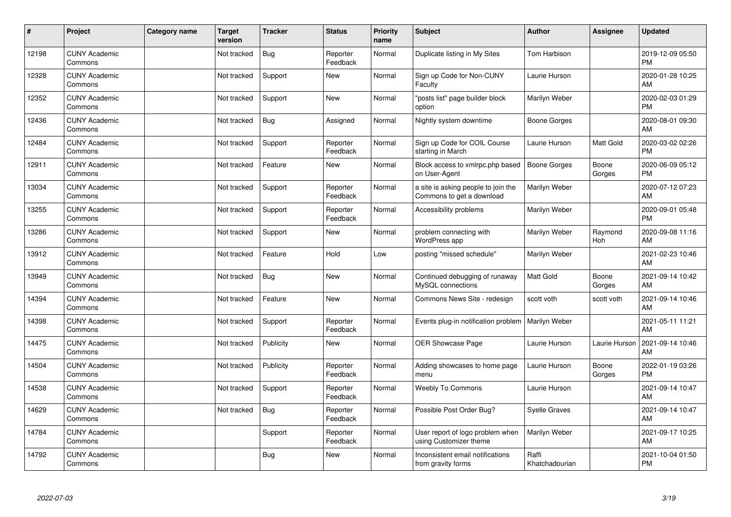| # | Project | Category name | Target version | Tracker | Status | Priority name | Subject | Author | Assignee | Updated |
|---|---|---|---|---|---|---|---|---|---|---|
| 12198 | CUNY Academic Commons | | Not tracked | Bug | Reporter Feedback | Normal | Duplicate listing in My Sites | Tom Harbison | | 2019-12-09 05:50 PM |
| 12328 | CUNY Academic Commons | | Not tracked | Support | New | Normal | Sign up Code for Non-CUNY Faculty | Laurie Hurson | | 2020-01-28 10:25 AM |
| 12352 | CUNY Academic Commons | | Not tracked | Support | New | Normal | "posts list" page builder block option | Marilyn Weber | | 2020-02-03 01:29 PM |
| 12436 | CUNY Academic Commons | | Not tracked | Bug | Assigned | Normal | Nightly system downtime | Boone Gorges | | 2020-08-01 09:30 AM |
| 12484 | CUNY Academic Commons | | Not tracked | Support | Reporter Feedback | Normal | Sign up Code for COIL Course starting in March | Laurie Hurson | Matt Gold | 2020-03-02 02:26 PM |
| 12911 | CUNY Academic Commons | | Not tracked | Feature | New | Normal | Block access to xmlrpc.php based on User-Agent | Boone Gorges | Boone Gorges | 2020-06-09 05:12 PM |
| 13034 | CUNY Academic Commons | | Not tracked | Support | Reporter Feedback | Normal | a site is asking people to join the Commons to get a download | Marilyn Weber | | 2020-07-12 07:23 AM |
| 13255 | CUNY Academic Commons | | Not tracked | Support | Reporter Feedback | Normal | Accessibility problems | Marilyn Weber | | 2020-09-01 05:48 PM |
| 13286 | CUNY Academic Commons | | Not tracked | Support | New | Normal | problem connecting with WordPress app | Marilyn Weber | Raymond Hoh | 2020-09-08 11:16 AM |
| 13912 | CUNY Academic Commons | | Not tracked | Feature | Hold | Low | posting "missed schedule" | Marilyn Weber | | 2021-02-23 10:46 AM |
| 13949 | CUNY Academic Commons | | Not tracked | Bug | New | Normal | Continued debugging of runaway MySQL connections | Matt Gold | Boone Gorges | 2021-09-14 10:42 AM |
| 14394 | CUNY Academic Commons | | Not tracked | Feature | New | Normal | Commons News Site - redesign | scott voth | scott voth | 2021-09-14 10:46 AM |
| 14398 | CUNY Academic Commons | | Not tracked | Support | Reporter Feedback | Normal | Events plug-in notification problem | Marilyn Weber | | 2021-05-11 11:21 AM |
| 14475 | CUNY Academic Commons | | Not tracked | Publicity | New | Normal | OER Showcase Page | Laurie Hurson | Laurie Hurson | 2021-09-14 10:46 AM |
| 14504 | CUNY Academic Commons | | Not tracked | Publicity | Reporter Feedback | Normal | Adding showcases to home page menu | Laurie Hurson | Boone Gorges | 2022-01-19 03:26 PM |
| 14538 | CUNY Academic Commons | | Not tracked | Support | Reporter Feedback | Normal | Weebly To Commons | Laurie Hurson | | 2021-09-14 10:47 AM |
| 14629 | CUNY Academic Commons | | Not tracked | Bug | Reporter Feedback | Normal | Possible Post Order Bug? | Syelle Graves | | 2021-09-14 10:47 AM |
| 14784 | CUNY Academic Commons | | | Support | Reporter Feedback | Normal | User report of logo problem when using Customizer theme | Marilyn Weber | | 2021-09-17 10:25 AM |
| 14792 | CUNY Academic Commons | | | Bug | New | Normal | Inconsistent email notifications from gravity forms | Raffi Khatchadourian | | 2021-10-04 01:50 PM |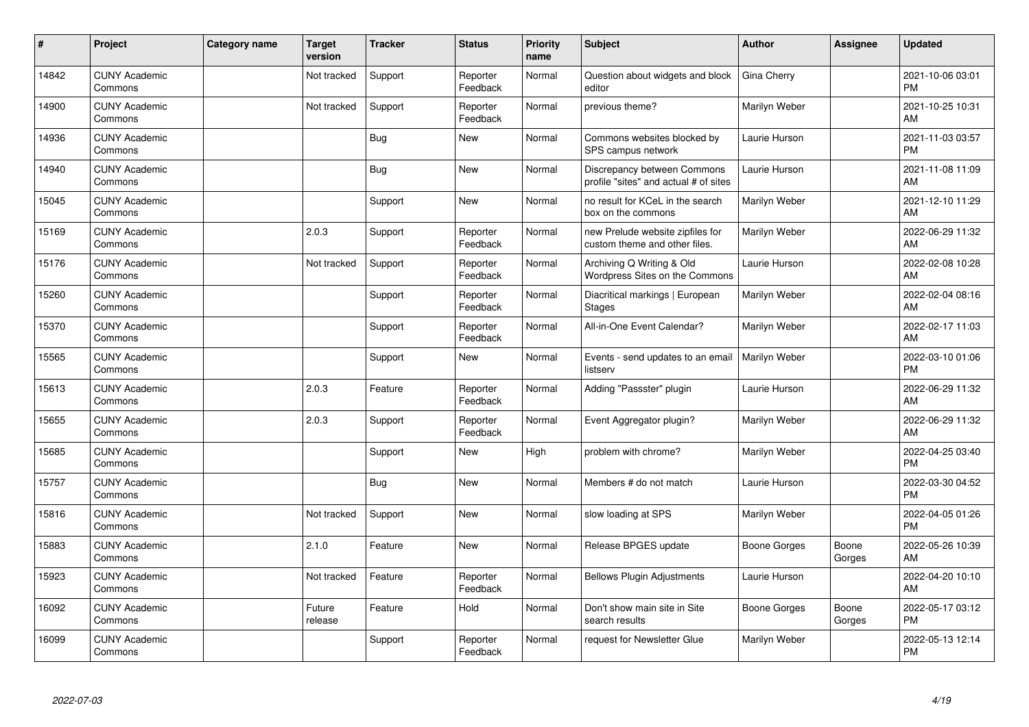| # | Project | Category name | Target version | Tracker | Status | Priority name | Subject | Author | Assignee | Updated |
|---|---|---|---|---|---|---|---|---|---|---|
| 14842 | CUNY Academic Commons | | Not tracked | Support | Reporter Feedback | Normal | Question about widgets and block editor | Gina Cherry | | 2021-10-06 03:01 PM |
| 14900 | CUNY Academic Commons | | Not tracked | Support | Reporter Feedback | Normal | previous theme? | Marilyn Weber | | 2021-10-25 10:31 AM |
| 14936 | CUNY Academic Commons | | | Bug | New | Normal | Commons websites blocked by SPS campus network | Laurie Hurson | | 2021-11-03 03:57 PM |
| 14940 | CUNY Academic Commons | | | Bug | New | Normal | Discrepancy between Commons profile "sites" and actual # of sites | Laurie Hurson | | 2021-11-08 11:09 AM |
| 15045 | CUNY Academic Commons | | | Support | New | Normal | no result for KCeL in the search box on the commons | Marilyn Weber | | 2021-12-10 11:29 AM |
| 15169 | CUNY Academic Commons | | 2.0.3 | Support | Reporter Feedback | Normal | new Prelude website zipfiles for custom theme and other files. | Marilyn Weber | | 2022-06-29 11:32 AM |
| 15176 | CUNY Academic Commons | | Not tracked | Support | Reporter Feedback | Normal | Archiving Q Writing & Old Wordpress Sites on the Commons | Laurie Hurson | | 2022-02-08 10:28 AM |
| 15260 | CUNY Academic Commons | | | Support | Reporter Feedback | Normal | Diacritical markings \| European Stages | Marilyn Weber | | 2022-02-04 08:16 AM |
| 15370 | CUNY Academic Commons | | | Support | Reporter Feedback | Normal | All-in-One Event Calendar? | Marilyn Weber | | 2022-02-17 11:03 AM |
| 15565 | CUNY Academic Commons | | | Support | New | Normal | Events - send updates to an email listserv | Marilyn Weber | | 2022-03-10 01:06 PM |
| 15613 | CUNY Academic Commons | | 2.0.3 | Feature | Reporter Feedback | Normal | Adding "Passster" plugin | Laurie Hurson | | 2022-06-29 11:32 AM |
| 15655 | CUNY Academic Commons | | 2.0.3 | Support | Reporter Feedback | Normal | Event Aggregator plugin? | Marilyn Weber | | 2022-06-29 11:32 AM |
| 15685 | CUNY Academic Commons | | | Support | New | High | problem with chrome? | Marilyn Weber | | 2022-04-25 03:40 PM |
| 15757 | CUNY Academic Commons | | | Bug | New | Normal | Members # do not match | Laurie Hurson | | 2022-03-30 04:52 PM |
| 15816 | CUNY Academic Commons | | Not tracked | Support | New | Normal | slow loading at SPS | Marilyn Weber | | 2022-04-05 01:26 PM |
| 15883 | CUNY Academic Commons | | 2.1.0 | Feature | New | Normal | Release BPGES update | Boone Gorges | Boone Gorges | 2022-05-26 10:39 AM |
| 15923 | CUNY Academic Commons | | Not tracked | Feature | Reporter Feedback | Normal | Bellows Plugin Adjustments | Laurie Hurson | | 2022-04-20 10:10 AM |
| 16092 | CUNY Academic Commons | | Future release | Feature | Hold | Normal | Don't show main site in Site search results | Boone Gorges | Boone Gorges | 2022-05-17 03:12 PM |
| 16099 | CUNY Academic Commons | | | Support | Reporter Feedback | Normal | request for Newsletter Glue | Marilyn Weber | | 2022-05-13 12:14 PM |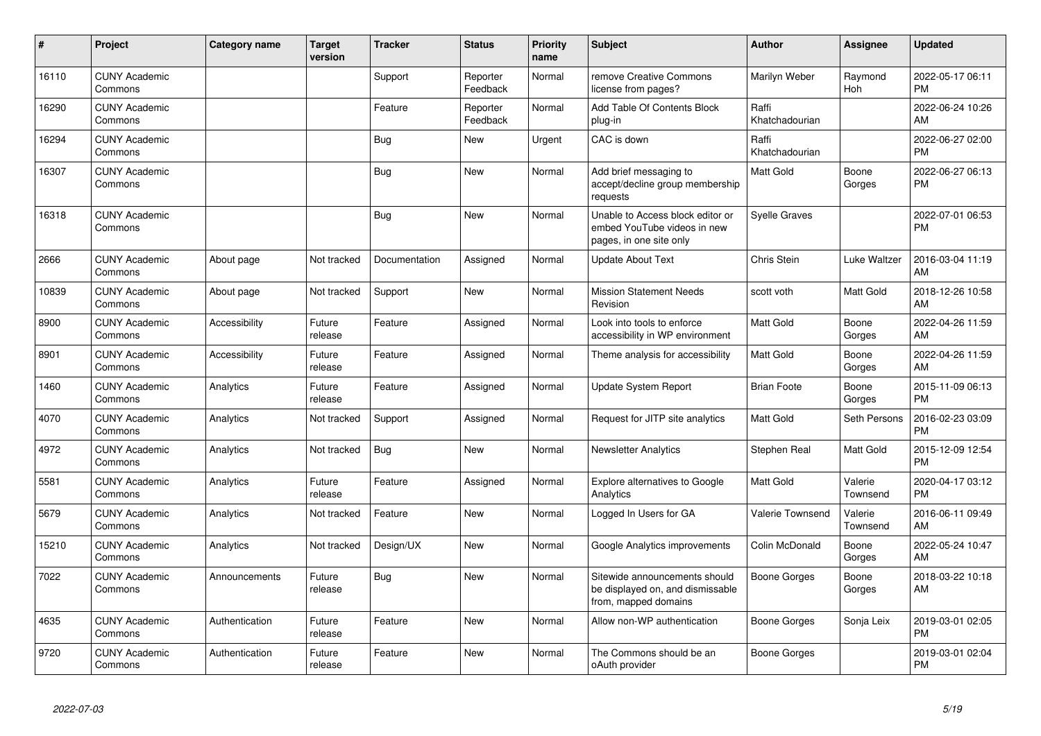| # | Project | Category name | Target version | Tracker | Status | Priority name | Subject | Author | Assignee | Updated |
| --- | --- | --- | --- | --- | --- | --- | --- | --- | --- | --- |
| 16110 | CUNY Academic Commons | | | Support | Reporter Feedback | Normal | remove Creative Commons license from pages? | Marilyn Weber | Raymond Hoh | 2022-05-17 06:11 PM |
| 16290 | CUNY Academic Commons | | | Feature | Reporter Feedback | Normal | Add Table Of Contents Block plug-in | Raffi Khatchadourian | | 2022-06-24 10:26 AM |
| 16294 | CUNY Academic Commons | | | Bug | New | Urgent | CAC is down | Raffi Khatchadourian | | 2022-06-27 02:00 PM |
| 16307 | CUNY Academic Commons | | | Bug | New | Normal | Add brief messaging to accept/decline group membership requests | Matt Gold | Boone Gorges | 2022-06-27 06:13 PM |
| 16318 | CUNY Academic Commons | | | Bug | New | Normal | Unable to Access block editor or embed YouTube videos in new pages, in one site only | Syelle Graves | | 2022-07-01 06:53 PM |
| 2666 | CUNY Academic Commons | About page | Not tracked | Documentation | Assigned | Normal | Update About Text | Chris Stein | Luke Waltzer | 2016-03-04 11:19 AM |
| 10839 | CUNY Academic Commons | About page | Not tracked | Support | New | Normal | Mission Statement Needs Revision | scott voth | Matt Gold | 2018-12-26 10:58 AM |
| 8900 | CUNY Academic Commons | Accessibility | Future release | Feature | Assigned | Normal | Look into tools to enforce accessibility in WP environment | Matt Gold | Boone Gorges | 2022-04-26 11:59 AM |
| 8901 | CUNY Academic Commons | Accessibility | Future release | Feature | Assigned | Normal | Theme analysis for accessibility | Matt Gold | Boone Gorges | 2022-04-26 11:59 AM |
| 1460 | CUNY Academic Commons | Analytics | Future release | Feature | Assigned | Normal | Update System Report | Brian Foote | Boone Gorges | 2015-11-09 06:13 PM |
| 4070 | CUNY Academic Commons | Analytics | Not tracked | Support | Assigned | Normal | Request for JITP site analytics | Matt Gold | Seth Persons | 2016-02-23 03:09 PM |
| 4972 | CUNY Academic Commons | Analytics | Not tracked | Bug | New | Normal | Newsletter Analytics | Stephen Real | Matt Gold | 2015-12-09 12:54 PM |
| 5581 | CUNY Academic Commons | Analytics | Future release | Feature | Assigned | Normal | Explore alternatives to Google Analytics | Matt Gold | Valerie Townsend | 2020-04-17 03:12 PM |
| 5679 | CUNY Academic Commons | Analytics | Not tracked | Feature | New | Normal | Logged In Users for GA | Valerie Townsend | Valerie Townsend | 2016-06-11 09:49 AM |
| 15210 | CUNY Academic Commons | Analytics | Not tracked | Design/UX | New | Normal | Google Analytics improvements | Colin McDonald | Boone Gorges | 2022-05-24 10:47 AM |
| 7022 | CUNY Academic Commons | Announcements | Future release | Bug | New | Normal | Sitewide announcements should be displayed on, and dismissable from, mapped domains | Boone Gorges | Boone Gorges | 2018-03-22 10:18 AM |
| 4635 | CUNY Academic Commons | Authentication | Future release | Feature | New | Normal | Allow non-WP authentication | Boone Gorges | Sonja Leix | 2019-03-01 02:05 PM |
| 9720 | CUNY Academic Commons | Authentication | Future release | Feature | New | Normal | The Commons should be an oAuth provider | Boone Gorges | | 2019-03-01 02:04 PM |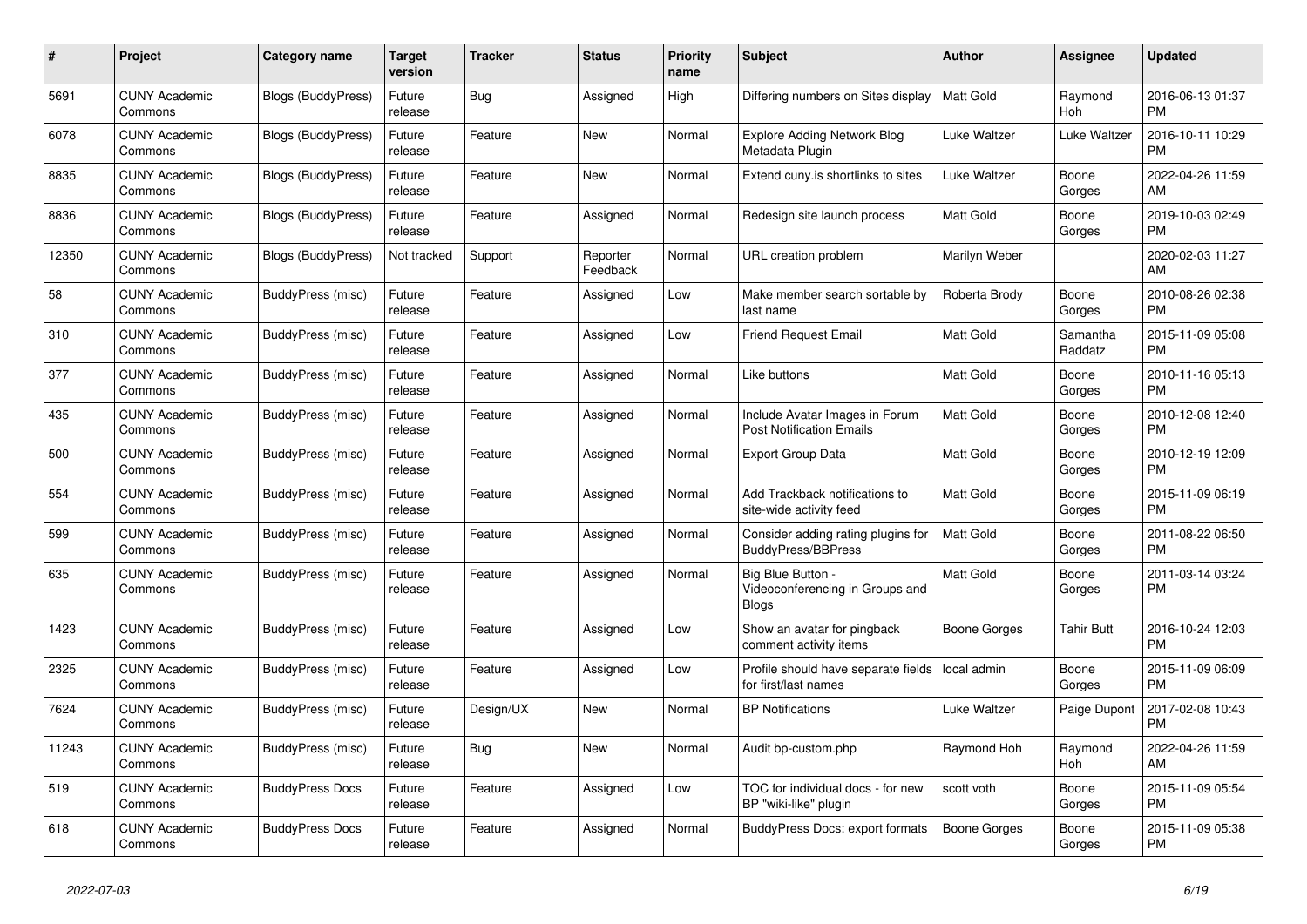| # | Project | Category name | Target version | Tracker | Status | Priority name | Subject | Author | Assignee | Updated |
|---|---|---|---|---|---|---|---|---|---|---|
| 5691 | CUNY Academic Commons | Blogs (BuddyPress) | Future release | Bug | Assigned | High | Differing numbers on Sites display | Matt Gold | Raymond Hoh | 2016-06-13 01:37 PM |
| 6078 | CUNY Academic Commons | Blogs (BuddyPress) | Future release | Feature | New | Normal | Explore Adding Network Blog Metadata Plugin | Luke Waltzer | Luke Waltzer | 2016-10-11 10:29 PM |
| 8835 | CUNY Academic Commons | Blogs (BuddyPress) | Future release | Feature | New | Normal | Extend cuny.is shortlinks to sites | Luke Waltzer | Boone Gorges | 2022-04-26 11:59 AM |
| 8836 | CUNY Academic Commons | Blogs (BuddyPress) | Future release | Feature | Assigned | Normal | Redesign site launch process | Matt Gold | Boone Gorges | 2019-10-03 02:49 PM |
| 12350 | CUNY Academic Commons | Blogs (BuddyPress) | Not tracked | Support | Reporter Feedback | Normal | URL creation problem | Marilyn Weber | | 2020-02-03 11:27 AM |
| 58 | CUNY Academic Commons | BuddyPress (misc) | Future release | Feature | Assigned | Low | Make member search sortable by last name | Roberta Brody | Boone Gorges | 2010-08-26 02:38 PM |
| 310 | CUNY Academic Commons | BuddyPress (misc) | Future release | Feature | Assigned | Low | Friend Request Email | Matt Gold | Samantha Raddatz | 2015-11-09 05:08 PM |
| 377 | CUNY Academic Commons | BuddyPress (misc) | Future release | Feature | Assigned | Normal | Like buttons | Matt Gold | Boone Gorges | 2010-11-16 05:13 PM |
| 435 | CUNY Academic Commons | BuddyPress (misc) | Future release | Feature | Assigned | Normal | Include Avatar Images in Forum Post Notification Emails | Matt Gold | Boone Gorges | 2010-12-08 12:40 PM |
| 500 | CUNY Academic Commons | BuddyPress (misc) | Future release | Feature | Assigned | Normal | Export Group Data | Matt Gold | Boone Gorges | 2010-12-19 12:09 PM |
| 554 | CUNY Academic Commons | BuddyPress (misc) | Future release | Feature | Assigned | Normal | Add Trackback notifications to site-wide activity feed | Matt Gold | Boone Gorges | 2015-11-09 06:19 PM |
| 599 | CUNY Academic Commons | BuddyPress (misc) | Future release | Feature | Assigned | Normal | Consider adding rating plugins for BuddyPress/BBPress | Matt Gold | Boone Gorges | 2011-08-22 06:50 PM |
| 635 | CUNY Academic Commons | BuddyPress (misc) | Future release | Feature | Assigned | Normal | Big Blue Button - Videoconferencing in Groups and Blogs | Matt Gold | Boone Gorges | 2011-03-14 03:24 PM |
| 1423 | CUNY Academic Commons | BuddyPress (misc) | Future release | Feature | Assigned | Low | Show an avatar for pingback comment activity items | Boone Gorges | Tahir Butt | 2016-10-24 12:03 PM |
| 2325 | CUNY Academic Commons | BuddyPress (misc) | Future release | Feature | Assigned | Low | Profile should have separate fields for first/last names | local admin | Boone Gorges | 2015-11-09 06:09 PM |
| 7624 | CUNY Academic Commons | BuddyPress (misc) | Future release | Design/UX | New | Normal | BP Notifications | Luke Waltzer | Paige Dupont | 2017-02-08 10:43 PM |
| 11243 | CUNY Academic Commons | BuddyPress (misc) | Future release | Bug | New | Normal | Audit bp-custom.php | Raymond Hoh | Raymond Hoh | 2022-04-26 11:59 AM |
| 519 | CUNY Academic Commons | BuddyPress Docs | Future release | Feature | Assigned | Low | TOC for individual docs - for new BP "wiki-like" plugin | scott voth | Boone Gorges | 2015-11-09 05:54 PM |
| 618 | CUNY Academic Commons | BuddyPress Docs | Future release | Feature | Assigned | Normal | BuddyPress Docs: export formats | Boone Gorges | Boone Gorges | 2015-11-09 05:38 PM |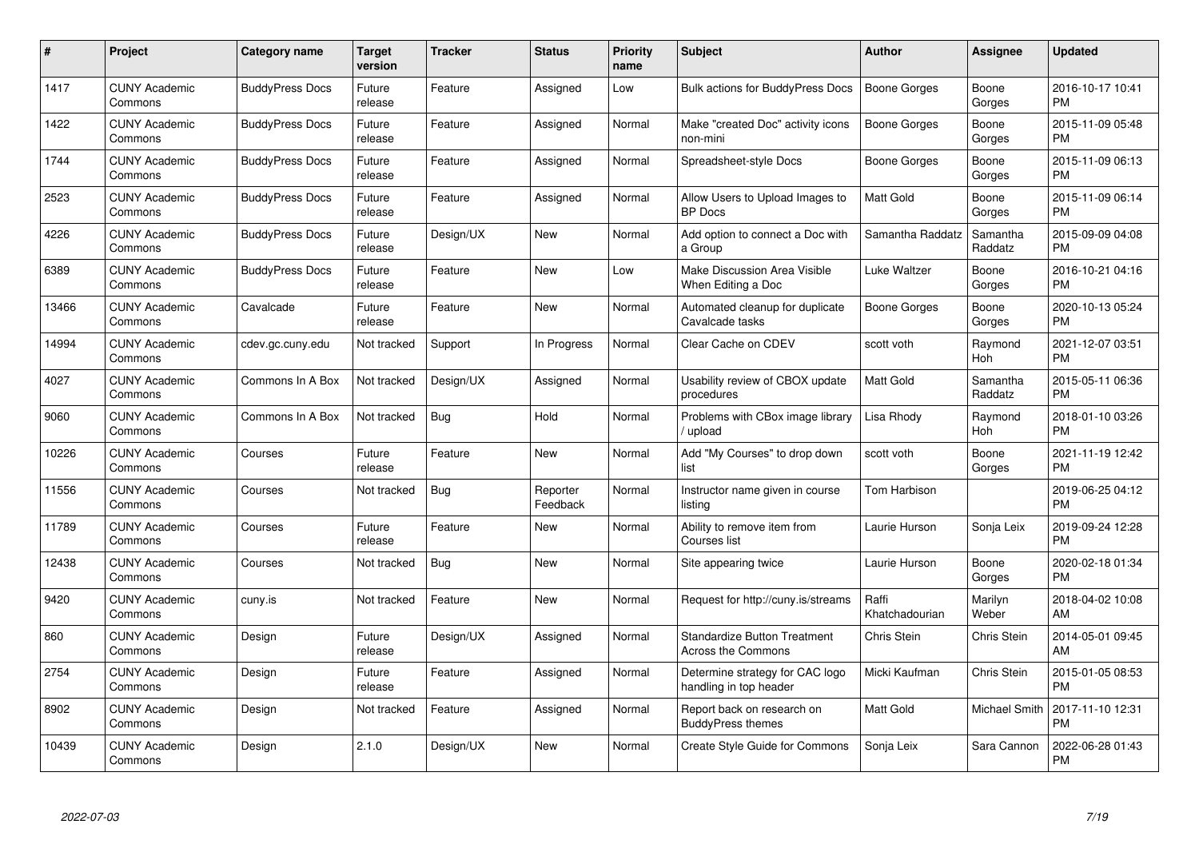| # | Project | Category name | Target version | Tracker | Status | Priority name | Subject | Author | Assignee | Updated |
|---|---|---|---|---|---|---|---|---|---|---|
| 1417 | CUNY Academic Commons | BuddyPress Docs | Future release | Feature | Assigned | Low | Bulk actions for BuddyPress Docs | Boone Gorges | Boone Gorges | 2016-10-17 10:41 PM |
| 1422 | CUNY Academic Commons | BuddyPress Docs | Future release | Feature | Assigned | Normal | Make "created Doc" activity icons non-mini | Boone Gorges | Boone Gorges | 2015-11-09 05:48 PM |
| 1744 | CUNY Academic Commons | BuddyPress Docs | Future release | Feature | Assigned | Normal | Spreadsheet-style Docs | Boone Gorges | Boone Gorges | 2015-11-09 06:13 PM |
| 2523 | CUNY Academic Commons | BuddyPress Docs | Future release | Feature | Assigned | Normal | Allow Users to Upload Images to BP Docs | Matt Gold | Boone Gorges | 2015-11-09 06:14 PM |
| 4226 | CUNY Academic Commons | BuddyPress Docs | Future release | Design/UX | New | Normal | Add option to connect a Doc with a Group | Samantha Raddatz | Samantha Raddatz | 2015-09-09 04:08 PM |
| 6389 | CUNY Academic Commons | BuddyPress Docs | Future release | Feature | New | Low | Make Discussion Area Visible When Editing a Doc | Luke Waltzer | Boone Gorges | 2016-10-21 04:16 PM |
| 13466 | CUNY Academic Commons | Cavalcade | Future release | Feature | New | Normal | Automated cleanup for duplicate Cavalcade tasks | Boone Gorges | Boone Gorges | 2020-10-13 05:24 PM |
| 14994 | CUNY Academic Commons | cdev.gc.cuny.edu | Not tracked | Support | In Progress | Normal | Clear Cache on CDEV | scott voth | Raymond Hoh | 2021-12-07 03:51 PM |
| 4027 | CUNY Academic Commons | Commons In A Box | Not tracked | Design/UX | Assigned | Normal | Usability review of CBOX update procedures | Matt Gold | Samantha Raddatz | 2015-05-11 06:36 PM |
| 9060 | CUNY Academic Commons | Commons In A Box | Not tracked | Bug | Hold | Normal | Problems with CBox image library / upload | Lisa Rhody | Raymond Hoh | 2018-01-10 03:26 PM |
| 10226 | CUNY Academic Commons | Courses | Future release | Feature | New | Normal | Add "My Courses" to drop down list | scott voth | Boone Gorges | 2021-11-19 12:42 PM |
| 11556 | CUNY Academic Commons | Courses | Not tracked | Bug | Reporter Feedback | Normal | Instructor name given in course listing | Tom Harbison | | 2019-06-25 04:12 PM |
| 11789 | CUNY Academic Commons | Courses | Future release | Feature | New | Normal | Ability to remove item from Courses list | Laurie Hurson | Sonja Leix | 2019-09-24 12:28 PM |
| 12438 | CUNY Academic Commons | Courses | Not tracked | Bug | New | Normal | Site appearing twice | Laurie Hurson | Boone Gorges | 2020-02-18 01:34 PM |
| 9420 | CUNY Academic Commons | cuny.is | Not tracked | Feature | New | Normal | Request for http://cuny.is/streams | Raffi Khatchadourian | Marilyn Weber | 2018-04-02 10:08 AM |
| 860 | CUNY Academic Commons | Design | Future release | Design/UX | Assigned | Normal | Standardize Button Treatment Across the Commons | Chris Stein | Chris Stein | 2014-05-01 09:45 AM |
| 2754 | CUNY Academic Commons | Design | Future release | Feature | Assigned | Normal | Determine strategy for CAC logo handling in top header | Micki Kaufman | Chris Stein | 2015-01-05 08:53 PM |
| 8902 | CUNY Academic Commons | Design | Not tracked | Feature | Assigned | Normal | Report back on research on BuddyPress themes | Matt Gold | Michael Smith | 2017-11-10 12:31 PM |
| 10439 | CUNY Academic Commons | Design | 2.1.0 | Design/UX | New | Normal | Create Style Guide for Commons | Sonja Leix | Sara Cannon | 2022-06-28 01:43 PM |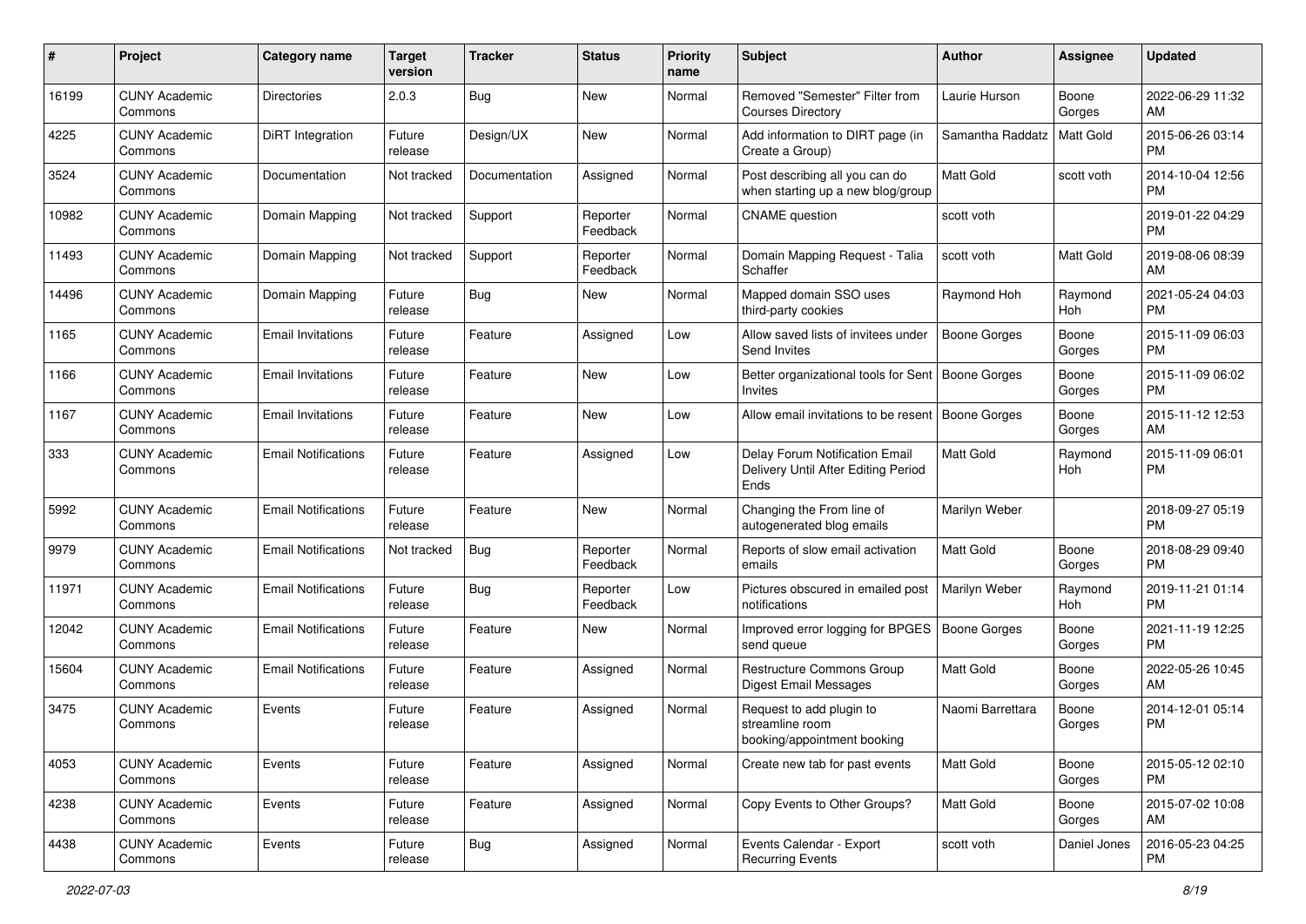| # | Project | Category name | Target version | Tracker | Status | Priority name | Subject | Author | Assignee | Updated |
|---|---|---|---|---|---|---|---|---|---|---|
| 16199 | CUNY Academic Commons | Directories | 2.0.3 | Bug | New | Normal | Removed "Semester" Filter from Courses Directory | Laurie Hurson | Boone Gorges | 2022-06-29 11:32 AM |
| 4225 | CUNY Academic Commons | DiRT Integration | Future release | Design/UX | New | Normal | Add information to DIRT page (in Create a Group) | Samantha Raddatz | Matt Gold | 2015-06-26 03:14 PM |
| 3524 | CUNY Academic Commons | Documentation | Not tracked | Documentation | Assigned | Normal | Post describing all you can do when starting up a new blog/group | Matt Gold | scott voth | 2014-10-04 12:56 PM |
| 10982 | CUNY Academic Commons | Domain Mapping | Not tracked | Support | Reporter Feedback | Normal | CNAME question | scott voth | | 2019-01-22 04:29 PM |
| 11493 | CUNY Academic Commons | Domain Mapping | Not tracked | Support | Reporter Feedback | Normal | Domain Mapping Request - Talia Schaffer | scott voth | Matt Gold | 2019-08-06 08:39 AM |
| 14496 | CUNY Academic Commons | Domain Mapping | Future release | Bug | New | Normal | Mapped domain SSO uses third-party cookies | Raymond Hoh | Raymond Hoh | 2021-05-24 04:03 PM |
| 1165 | CUNY Academic Commons | Email Invitations | Future release | Feature | Assigned | Low | Allow saved lists of invitees under Send Invites | Boone Gorges | Boone Gorges | 2015-11-09 06:03 PM |
| 1166 | CUNY Academic Commons | Email Invitations | Future release | Feature | New | Low | Better organizational tools for Sent Invites | Boone Gorges | Boone Gorges | 2015-11-09 06:02 PM |
| 1167 | CUNY Academic Commons | Email Invitations | Future release | Feature | New | Low | Allow email invitations to be resent | Boone Gorges | Boone Gorges | 2015-11-12 12:53 AM |
| 333 | CUNY Academic Commons | Email Notifications | Future release | Feature | Assigned | Low | Delay Forum Notification Email Delivery Until After Editing Period Ends | Matt Gold | Raymond Hoh | 2015-11-09 06:01 PM |
| 5992 | CUNY Academic Commons | Email Notifications | Future release | Feature | New | Normal | Changing the From line of autogenerated blog emails | Marilyn Weber | | 2018-09-27 05:19 PM |
| 9979 | CUNY Academic Commons | Email Notifications | Not tracked | Bug | Reporter Feedback | Normal | Reports of slow email activation emails | Matt Gold | Boone Gorges | 2018-08-29 09:40 PM |
| 11971 | CUNY Academic Commons | Email Notifications | Future release | Bug | Reporter Feedback | Low | Pictures obscured in emailed post notifications | Marilyn Weber | Raymond Hoh | 2019-11-21 01:14 PM |
| 12042 | CUNY Academic Commons | Email Notifications | Future release | Feature | New | Normal | Improved error logging for BPGES send queue | Boone Gorges | Boone Gorges | 2021-11-19 12:25 PM |
| 15604 | CUNY Academic Commons | Email Notifications | Future release | Feature | Assigned | Normal | Restructure Commons Group Digest Email Messages | Matt Gold | Boone Gorges | 2022-05-26 10:45 AM |
| 3475 | CUNY Academic Commons | Events | Future release | Feature | Assigned | Normal | Request to add plugin to streamline room booking/appointment booking | Naomi Barrettara | Boone Gorges | 2014-12-01 05:14 PM |
| 4053 | CUNY Academic Commons | Events | Future release | Feature | Assigned | Normal | Create new tab for past events | Matt Gold | Boone Gorges | 2015-05-12 02:10 PM |
| 4238 | CUNY Academic Commons | Events | Future release | Feature | Assigned | Normal | Copy Events to Other Groups? | Matt Gold | Boone Gorges | 2015-07-02 10:08 AM |
| 4438 | CUNY Academic Commons | Events | Future release | Bug | Assigned | Normal | Events Calendar - Export Recurring Events | scott voth | Daniel Jones | 2016-05-23 04:25 PM |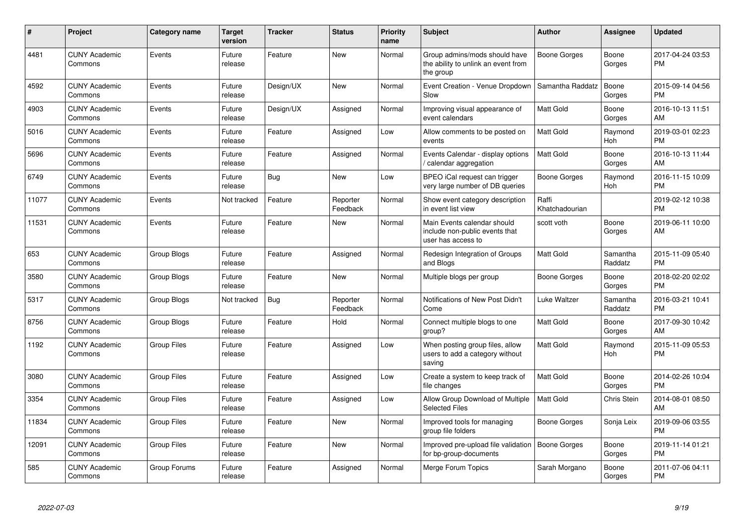| # | Project | Category name | Target version | Tracker | Status | Priority name | Subject | Author | Assignee | Updated |
|---|---|---|---|---|---|---|---|---|---|---|
| 4481 | CUNY Academic Commons | Events | Future release | Feature | New | Normal | Group admins/mods should have the ability to unlink an event from the group | Boone Gorges | Boone Gorges | 2017-04-24 03:53 PM |
| 4592 | CUNY Academic Commons | Events | Future release | Design/UX | New | Normal | Event Creation - Venue Dropdown Slow | Samantha Raddatz | Boone Gorges | 2015-09-14 04:56 PM |
| 4903 | CUNY Academic Commons | Events | Future release | Design/UX | Assigned | Normal | Improving visual appearance of event calendars | Matt Gold | Boone Gorges | 2016-10-13 11:51 AM |
| 5016 | CUNY Academic Commons | Events | Future release | Feature | Assigned | Low | Allow comments to be posted on events | Matt Gold | Raymond Hoh | 2019-03-01 02:23 PM |
| 5696 | CUNY Academic Commons | Events | Future release | Feature | Assigned | Normal | Events Calendar - display options / calendar aggregation | Matt Gold | Boone Gorges | 2016-10-13 11:44 AM |
| 6749 | CUNY Academic Commons | Events | Future release | Bug | New | Low | BPEO iCal request can trigger very large number of DB queries | Boone Gorges | Raymond Hoh | 2016-11-15 10:09 PM |
| 11077 | CUNY Academic Commons | Events | Not tracked | Feature | Reporter Feedback | Normal | Show event category description in event list view | Raffi Khatchadourian | | 2019-02-12 10:38 PM |
| 11531 | CUNY Academic Commons | Events | Future release | Feature | New | Normal | Main Events calendar should include non-public events that user has access to | scott voth | Boone Gorges | 2019-06-11 10:00 AM |
| 653 | CUNY Academic Commons | Group Blogs | Future release | Feature | Assigned | Normal | Redesign Integration of Groups and Blogs | Matt Gold | Samantha Raddatz | 2015-11-09 05:40 PM |
| 3580 | CUNY Academic Commons | Group Blogs | Future release | Feature | New | Normal | Multiple blogs per group | Boone Gorges | Boone Gorges | 2018-02-20 02:02 PM |
| 5317 | CUNY Academic Commons | Group Blogs | Not tracked | Bug | Reporter Feedback | Normal | Notifications of New Post Didn't Come | Luke Waltzer | Samantha Raddatz | 2016-03-21 10:41 PM |
| 8756 | CUNY Academic Commons | Group Blogs | Future release | Feature | Hold | Normal | Connect multiple blogs to one group? | Matt Gold | Boone Gorges | 2017-09-30 10:42 AM |
| 1192 | CUNY Academic Commons | Group Files | Future release | Feature | Assigned | Low | When posting group files, allow users to add a category without saving | Matt Gold | Raymond Hoh | 2015-11-09 05:53 PM |
| 3080 | CUNY Academic Commons | Group Files | Future release | Feature | Assigned | Low | Create a system to keep track of file changes | Matt Gold | Boone Gorges | 2014-02-26 10:04 PM |
| 3354 | CUNY Academic Commons | Group Files | Future release | Feature | Assigned | Low | Allow Group Download of Multiple Selected Files | Matt Gold | Chris Stein | 2014-08-01 08:50 AM |
| 11834 | CUNY Academic Commons | Group Files | Future release | Feature | New | Normal | Improved tools for managing group file folders | Boone Gorges | Sonja Leix | 2019-09-06 03:55 PM |
| 12091 | CUNY Academic Commons | Group Files | Future release | Feature | New | Normal | Improved pre-upload file validation for bp-group-documents | Boone Gorges | Boone Gorges | 2019-11-14 01:21 PM |
| 585 | CUNY Academic Commons | Group Forums | Future release | Feature | Assigned | Normal | Merge Forum Topics | Sarah Morgano | Boone Gorges | 2011-07-06 04:11 PM |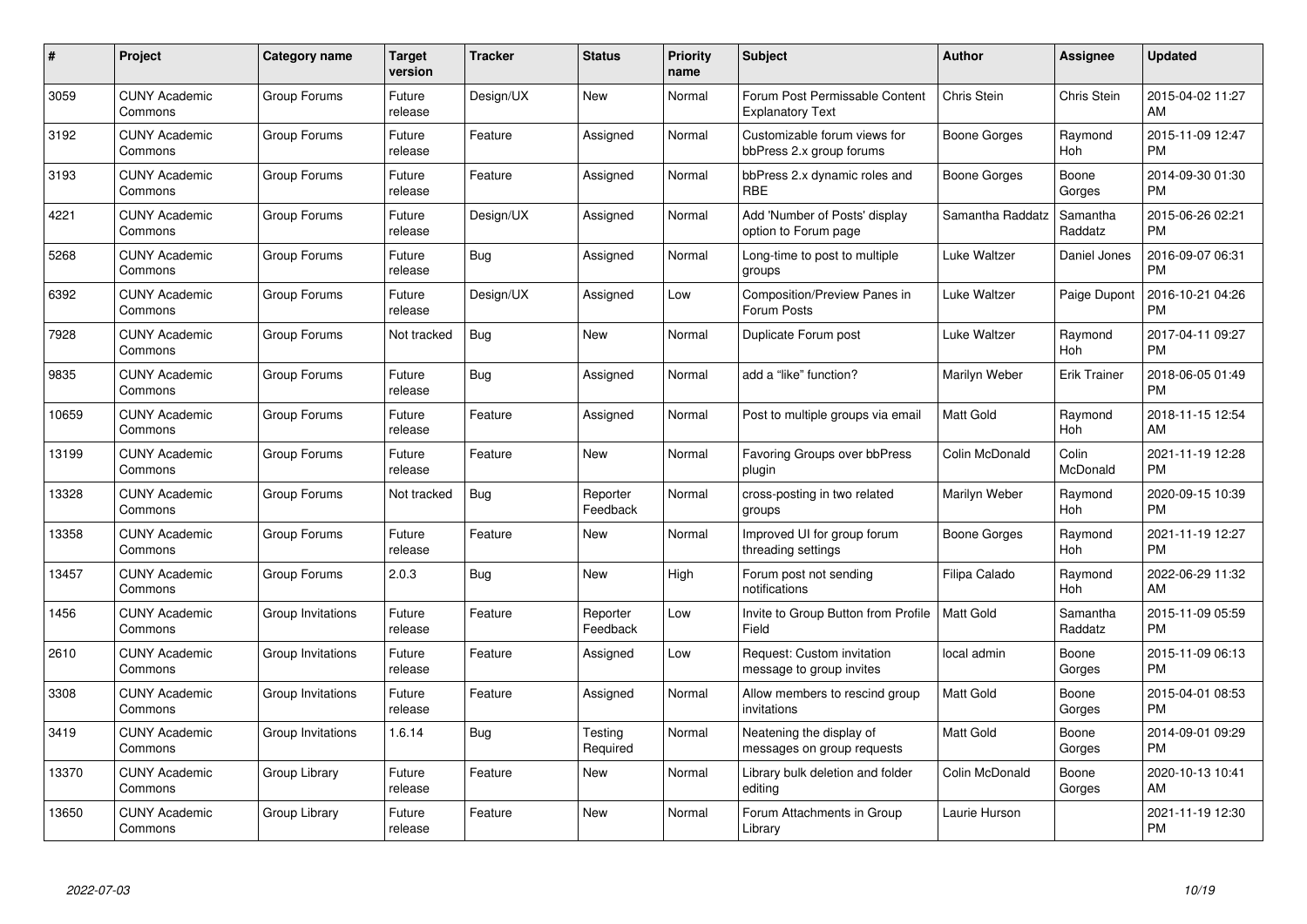| # | Project | Category name | Target version | Tracker | Status | Priority name | Subject | Author | Assignee | Updated |
|---|---|---|---|---|---|---|---|---|---|---|
| 3059 | CUNY Academic Commons | Group Forums | Future release | Design/UX | New | Normal | Forum Post Permissable Content Explanatory Text | Chris Stein | Chris Stein | 2015-04-02 11:27 AM |
| 3192 | CUNY Academic Commons | Group Forums | Future release | Feature | Assigned | Normal | Customizable forum views for bbPress 2.x group forums | Boone Gorges | Raymond Hoh | 2015-11-09 12:47 PM |
| 3193 | CUNY Academic Commons | Group Forums | Future release | Feature | Assigned | Normal | bbPress 2.x dynamic roles and RBE | Boone Gorges | Boone Gorges | 2014-09-30 01:30 PM |
| 4221 | CUNY Academic Commons | Group Forums | Future release | Design/UX | Assigned | Normal | Add 'Number of Posts' display option to Forum page | Samantha Raddatz | Samantha Raddatz | 2015-06-26 02:21 PM |
| 5268 | CUNY Academic Commons | Group Forums | Future release | Bug | Assigned | Normal | Long-time to post to multiple groups | Luke Waltzer | Daniel Jones | 2016-09-07 06:31 PM |
| 6392 | CUNY Academic Commons | Group Forums | Future release | Design/UX | Assigned | Low | Composition/Preview Panes in Forum Posts | Luke Waltzer | Paige Dupont | 2016-10-21 04:26 PM |
| 7928 | CUNY Academic Commons | Group Forums | Not tracked | Bug | New | Normal | Duplicate Forum post | Luke Waltzer | Raymond Hoh | 2017-04-11 09:27 PM |
| 9835 | CUNY Academic Commons | Group Forums | Future release | Bug | Assigned | Normal | add a "like" function? | Marilyn Weber | Erik Trainer | 2018-06-05 01:49 PM |
| 10659 | CUNY Academic Commons | Group Forums | Future release | Feature | Assigned | Normal | Post to multiple groups via email | Matt Gold | Raymond Hoh | 2018-11-15 12:54 AM |
| 13199 | CUNY Academic Commons | Group Forums | Future release | Feature | New | Normal | Favoring Groups over bbPress plugin | Colin McDonald | Colin McDonald | 2021-11-19 12:28 PM |
| 13328 | CUNY Academic Commons | Group Forums | Not tracked | Bug | Reporter Feedback | Normal | cross-posting in two related groups | Marilyn Weber | Raymond Hoh | 2020-09-15 10:39 PM |
| 13358 | CUNY Academic Commons | Group Forums | Future release | Feature | New | Normal | Improved UI for group forum threading settings | Boone Gorges | Raymond Hoh | 2021-11-19 12:27 PM |
| 13457 | CUNY Academic Commons | Group Forums | 2.0.3 | Bug | New | High | Forum post not sending notifications | Filipa Calado | Raymond Hoh | 2022-06-29 11:32 AM |
| 1456 | CUNY Academic Commons | Group Invitations | Future release | Feature | Reporter Feedback | Low | Invite to Group Button from Profile Field | Matt Gold | Samantha Raddatz | 2015-11-09 05:59 PM |
| 2610 | CUNY Academic Commons | Group Invitations | Future release | Feature | Assigned | Low | Request: Custom invitation message to group invites | local admin | Boone Gorges | 2015-11-09 06:13 PM |
| 3308 | CUNY Academic Commons | Group Invitations | Future release | Feature | Assigned | Normal | Allow members to rescind group invitations | Matt Gold | Boone Gorges | 2015-04-01 08:53 PM |
| 3419 | CUNY Academic Commons | Group Invitations | 1.6.14 | Bug | Testing Required | Normal | Neatening the display of messages on group requests | Matt Gold | Boone Gorges | 2014-09-01 09:29 PM |
| 13370 | CUNY Academic Commons | Group Library | Future release | Feature | New | Normal | Library bulk deletion and folder editing | Colin McDonald | Boone Gorges | 2020-10-13 10:41 AM |
| 13650 | CUNY Academic Commons | Group Library | Future release | Feature | New | Normal | Forum Attachments in Group Library | Laurie Hurson | | 2021-11-19 12:30 PM |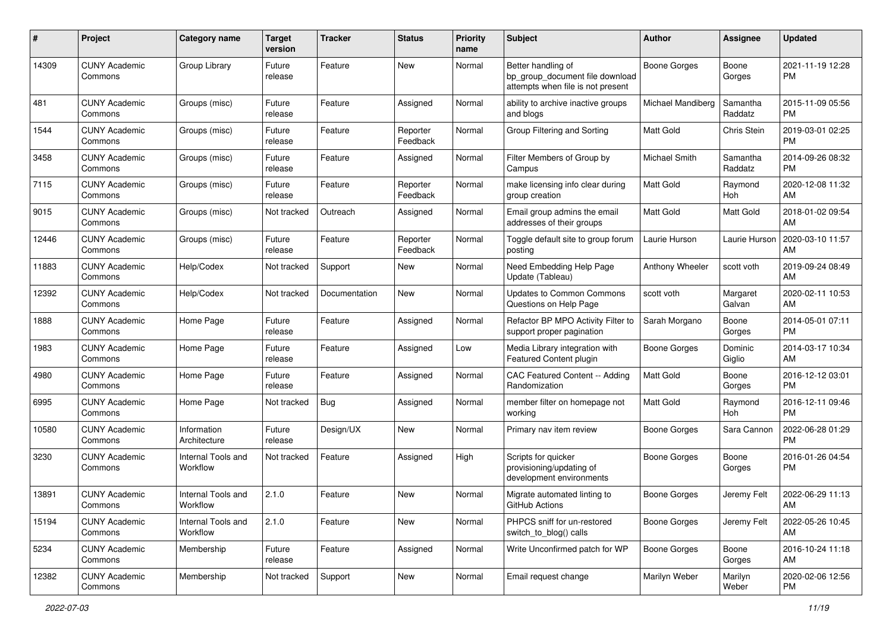| # | Project | Category name | Target version | Tracker | Status | Priority name | Subject | Author | Assignee | Updated |
|---|---|---|---|---|---|---|---|---|---|---|
| 14309 | CUNY Academic Commons | Group Library | Future release | Feature | New | Normal | Better handling of bp_group_document file download attempts when file is not present | Boone Gorges | Boone Gorges | 2021-11-19 12:28 PM |
| 481 | CUNY Academic Commons | Groups (misc) | Future release | Feature | Assigned | Normal | ability to archive inactive groups and blogs | Michael Mandiberg | Samantha Raddatz | 2015-11-09 05:56 PM |
| 1544 | CUNY Academic Commons | Groups (misc) | Future release | Feature | Reporter Feedback | Normal | Group Filtering and Sorting | Matt Gold | Chris Stein | 2019-03-01 02:25 PM |
| 3458 | CUNY Academic Commons | Groups (misc) | Future release | Feature | Assigned | Normal | Filter Members of Group by Campus | Michael Smith | Samantha Raddatz | 2014-09-26 08:32 PM |
| 7115 | CUNY Academic Commons | Groups (misc) | Future release | Feature | Reporter Feedback | Normal | make licensing info clear during group creation | Matt Gold | Raymond Hoh | 2020-12-08 11:32 AM |
| 9015 | CUNY Academic Commons | Groups (misc) | Not tracked | Outreach | Assigned | Normal | Email group admins the email addresses of their groups | Matt Gold | Matt Gold | 2018-01-02 09:54 AM |
| 12446 | CUNY Academic Commons | Groups (misc) | Future release | Feature | Reporter Feedback | Normal | Toggle default site to group forum posting | Laurie Hurson | Laurie Hurson | 2020-03-10 11:57 AM |
| 11883 | CUNY Academic Commons | Help/Codex | Not tracked | Support | New | Normal | Need Embedding Help Page Update (Tableau) | Anthony Wheeler | scott voth | 2019-09-24 08:49 AM |
| 12392 | CUNY Academic Commons | Help/Codex | Not tracked | Documentation | New | Normal | Updates to Common Commons Questions on Help Page | scott voth | Margaret Galvan | 2020-02-11 10:53 AM |
| 1888 | CUNY Academic Commons | Home Page | Future release | Feature | Assigned | Normal | Refactor BP MPO Activity Filter to support proper pagination | Sarah Morgano | Boone Gorges | 2014-05-01 07:11 PM |
| 1983 | CUNY Academic Commons | Home Page | Future release | Feature | Assigned | Low | Media Library integration with Featured Content plugin | Boone Gorges | Dominic Giglio | 2014-03-17 10:34 AM |
| 4980 | CUNY Academic Commons | Home Page | Future release | Feature | Assigned | Normal | CAC Featured Content -- Adding Randomization | Matt Gold | Boone Gorges | 2016-12-12 03:01 PM |
| 6995 | CUNY Academic Commons | Home Page | Not tracked | Bug | Assigned | Normal | member filter on homepage not working | Matt Gold | Raymond Hoh | 2016-12-11 09:46 PM |
| 10580 | CUNY Academic Commons | Information Architecture | Future release | Design/UX | New | Normal | Primary nav item review | Boone Gorges | Sara Cannon | 2022-06-28 01:29 PM |
| 3230 | CUNY Academic Commons | Internal Tools and Workflow | Not tracked | Feature | Assigned | High | Scripts for quicker provisioning/updating of development environments | Boone Gorges | Boone Gorges | 2016-01-26 04:54 PM |
| 13891 | CUNY Academic Commons | Internal Tools and Workflow | 2.1.0 | Feature | New | Normal | Migrate automated linting to GitHub Actions | Boone Gorges | Jeremy Felt | 2022-06-29 11:13 AM |
| 15194 | CUNY Academic Commons | Internal Tools and Workflow | 2.1.0 | Feature | New | Normal | PHPCS sniff for un-restored switch_to_blog() calls | Boone Gorges | Jeremy Felt | 2022-05-26 10:45 AM |
| 5234 | CUNY Academic Commons | Membership | Future release | Feature | Assigned | Normal | Write Unconfirmed patch for WP | Boone Gorges | Boone Gorges | 2016-10-24 11:18 AM |
| 12382 | CUNY Academic Commons | Membership | Not tracked | Support | New | Normal | Email request change | Marilyn Weber | Marilyn Weber | 2020-02-06 12:56 PM |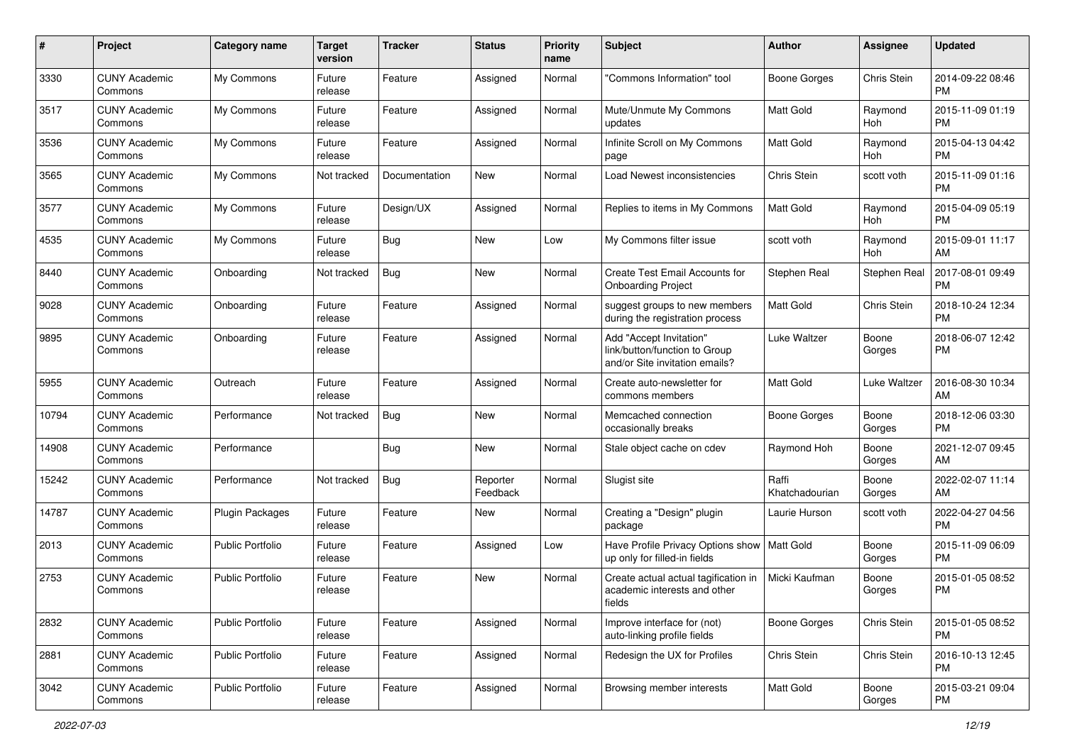| # | Project | Category name | Target version | Tracker | Status | Priority name | Subject | Author | Assignee | Updated |
|---|---|---|---|---|---|---|---|---|---|---|
| 3330 | CUNY Academic Commons | My Commons | Future release | Feature | Assigned | Normal | "Commons Information" tool | Boone Gorges | Chris Stein | 2014-09-22 08:46 PM |
| 3517 | CUNY Academic Commons | My Commons | Future release | Feature | Assigned | Normal | Mute/Unmute My Commons updates | Matt Gold | Raymond Hoh | 2015-11-09 01:19 PM |
| 3536 | CUNY Academic Commons | My Commons | Future release | Feature | Assigned | Normal | Infinite Scroll on My Commons page | Matt Gold | Raymond Hoh | 2015-04-13 04:42 PM |
| 3565 | CUNY Academic Commons | My Commons | Not tracked | Documentation | New | Normal | Load Newest inconsistencies | Chris Stein | scott voth | 2015-11-09 01:16 PM |
| 3577 | CUNY Academic Commons | My Commons | Future release | Design/UX | Assigned | Normal | Replies to items in My Commons | Matt Gold | Raymond Hoh | 2015-04-09 05:19 PM |
| 4535 | CUNY Academic Commons | My Commons | Future release | Bug | New | Low | My Commons filter issue | scott voth | Raymond Hoh | 2015-09-01 11:17 AM |
| 8440 | CUNY Academic Commons | Onboarding | Not tracked | Bug | New | Normal | Create Test Email Accounts for Onboarding Project | Stephen Real | Stephen Real | 2017-08-01 09:49 PM |
| 9028 | CUNY Academic Commons | Onboarding | Future release | Feature | Assigned | Normal | suggest groups to new members during the registration process | Matt Gold | Chris Stein | 2018-10-24 12:34 PM |
| 9895 | CUNY Academic Commons | Onboarding | Future release | Feature | Assigned | Normal | Add "Accept Invitation" link/button/function to Group and/or Site invitation emails? | Luke Waltzer | Boone Gorges | 2018-06-07 12:42 PM |
| 5955 | CUNY Academic Commons | Outreach | Future release | Feature | Assigned | Normal | Create auto-newsletter for commons members | Matt Gold | Luke Waltzer | 2016-08-30 10:34 AM |
| 10794 | CUNY Academic Commons | Performance | Not tracked | Bug | New | Normal | Memcached connection occasionally breaks | Boone Gorges | Boone Gorges | 2018-12-06 03:30 PM |
| 14908 | CUNY Academic Commons | Performance | | Bug | New | Normal | Stale object cache on cdev | Raymond Hoh | Boone Gorges | 2021-12-07 09:45 AM |
| 15242 | CUNY Academic Commons | Performance | Not tracked | Bug | Reporter Feedback | Normal | Slugist site | Raffi Khatchadourian | Boone Gorges | 2022-02-07 11:14 AM |
| 14787 | CUNY Academic Commons | Plugin Packages | Future release | Feature | New | Normal | Creating a "Design" plugin package | Laurie Hurson | scott voth | 2022-04-27 04:56 PM |
| 2013 | CUNY Academic Commons | Public Portfolio | Future release | Feature | Assigned | Low | Have Profile Privacy Options show up only for filled-in fields | Matt Gold | Boone Gorges | 2015-11-09 06:09 PM |
| 2753 | CUNY Academic Commons | Public Portfolio | Future release | Feature | New | Normal | Create actual actual tagification in academic interests and other fields | Micki Kaufman | Boone Gorges | 2015-01-05 08:52 PM |
| 2832 | CUNY Academic Commons | Public Portfolio | Future release | Feature | Assigned | Normal | Improve interface for (not) auto-linking profile fields | Boone Gorges | Chris Stein | 2015-01-05 08:52 PM |
| 2881 | CUNY Academic Commons | Public Portfolio | Future release | Feature | Assigned | Normal | Redesign the UX for Profiles | Chris Stein | Chris Stein | 2016-10-13 12:45 PM |
| 3042 | CUNY Academic Commons | Public Portfolio | Future release | Feature | Assigned | Normal | Browsing member interests | Matt Gold | Boone Gorges | 2015-03-21 09:04 PM |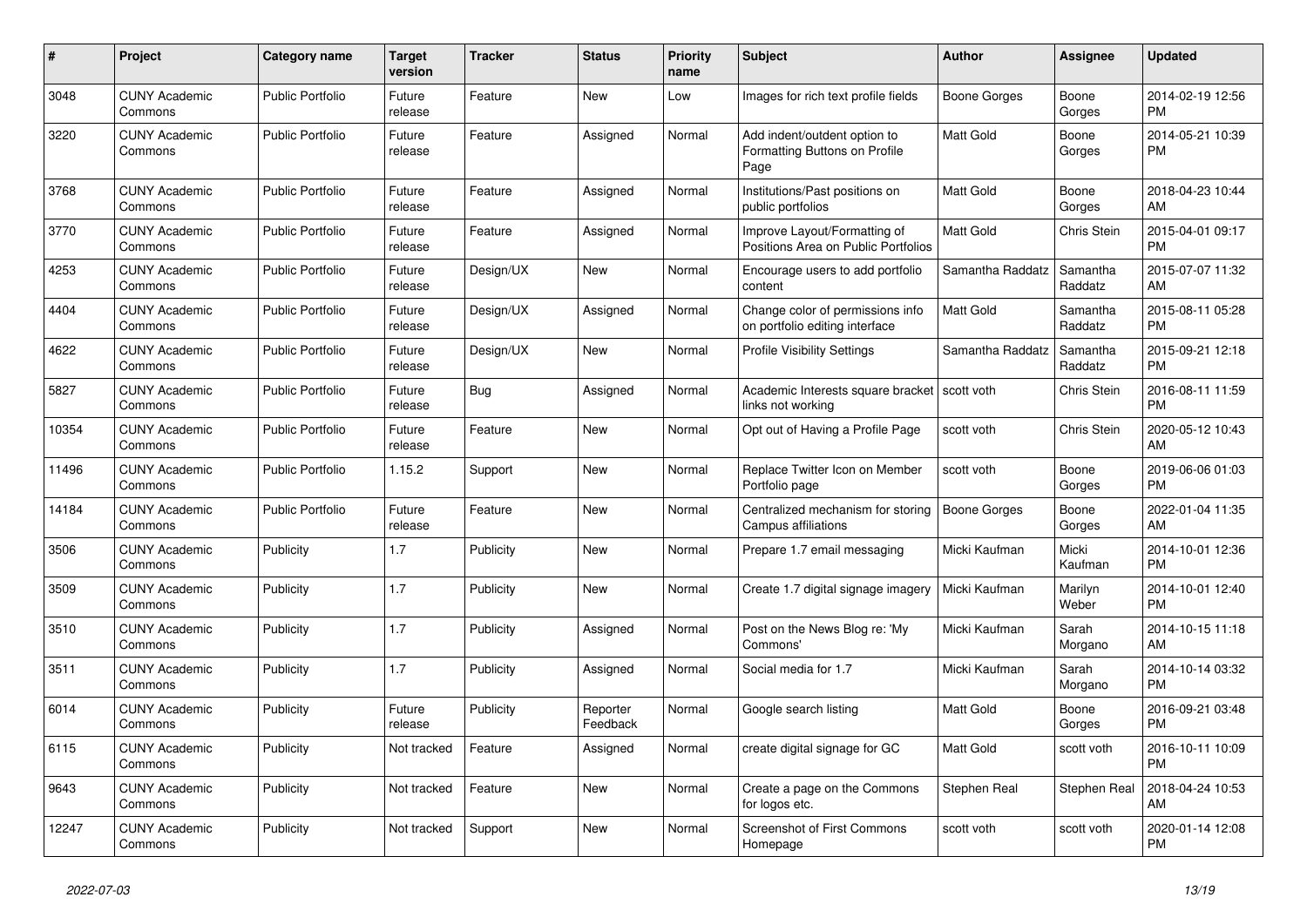| # | Project | Category name | Target version | Tracker | Status | Priority name | Subject | Author | Assignee | Updated |
|---|---|---|---|---|---|---|---|---|---|---|
| 3048 | CUNY Academic Commons | Public Portfolio | Future release | Feature | New | Low | Images for rich text profile fields | Boone Gorges | Boone Gorges | 2014-02-19 12:56 PM |
| 3220 | CUNY Academic Commons | Public Portfolio | Future release | Feature | Assigned | Normal | Add indent/outdent option to Formatting Buttons on Profile Page | Matt Gold | Boone Gorges | 2014-05-21 10:39 PM |
| 3768 | CUNY Academic Commons | Public Portfolio | Future release | Feature | Assigned | Normal | Institutions/Past positions on public portfolios | Matt Gold | Boone Gorges | 2018-04-23 10:44 AM |
| 3770 | CUNY Academic Commons | Public Portfolio | Future release | Feature | Assigned | Normal | Improve Layout/Formatting of Positions Area on Public Portfolios | Matt Gold | Chris Stein | 2015-04-01 09:17 PM |
| 4253 | CUNY Academic Commons | Public Portfolio | Future release | Design/UX | New | Normal | Encourage users to add portfolio content | Samantha Raddatz | Samantha Raddatz | 2015-07-07 11:32 AM |
| 4404 | CUNY Academic Commons | Public Portfolio | Future release | Design/UX | Assigned | Normal | Change color of permissions info on portfolio editing interface | Matt Gold | Samantha Raddatz | 2015-08-11 05:28 PM |
| 4622 | CUNY Academic Commons | Public Portfolio | Future release | Design/UX | New | Normal | Profile Visibility Settings | Samantha Raddatz | Samantha Raddatz | 2015-09-21 12:18 PM |
| 5827 | CUNY Academic Commons | Public Portfolio | Future release | Bug | Assigned | Normal | Academic Interests square bracket links not working | scott voth | Chris Stein | 2016-08-11 11:59 PM |
| 10354 | CUNY Academic Commons | Public Portfolio | Future release | Feature | New | Normal | Opt out of Having a Profile Page | scott voth | Chris Stein | 2020-05-12 10:43 AM |
| 11496 | CUNY Academic Commons | Public Portfolio | 1.15.2 | Support | New | Normal | Replace Twitter Icon on Member Portfolio page | scott voth | Boone Gorges | 2019-06-06 01:03 PM |
| 14184 | CUNY Academic Commons | Public Portfolio | Future release | Feature | New | Normal | Centralized mechanism for storing Campus affiliations | Boone Gorges | Boone Gorges | 2022-01-04 11:35 AM |
| 3506 | CUNY Academic Commons | Publicity | 1.7 | Publicity | New | Normal | Prepare 1.7 email messaging | Micki Kaufman | Micki Kaufman | 2014-10-01 12:36 PM |
| 3509 | CUNY Academic Commons | Publicity | 1.7 | Publicity | New | Normal | Create 1.7 digital signage imagery | Micki Kaufman | Marilyn Weber | 2014-10-01 12:40 PM |
| 3510 | CUNY Academic Commons | Publicity | 1.7 | Publicity | Assigned | Normal | Post on the News Blog re: 'My Commons' | Micki Kaufman | Sarah Morgano | 2014-10-15 11:18 AM |
| 3511 | CUNY Academic Commons | Publicity | 1.7 | Publicity | Assigned | Normal | Social media for 1.7 | Micki Kaufman | Sarah Morgano | 2014-10-14 03:32 PM |
| 6014 | CUNY Academic Commons | Publicity | Future release | Publicity | Reporter Feedback | Normal | Google search listing | Matt Gold | Boone Gorges | 2016-09-21 03:48 PM |
| 6115 | CUNY Academic Commons | Publicity | Not tracked | Feature | Assigned | Normal | create digital signage for GC | Matt Gold | scott voth | 2016-10-11 10:09 PM |
| 9643 | CUNY Academic Commons | Publicity | Not tracked | Feature | New | Normal | Create a page on the Commons for logos etc. | Stephen Real | Stephen Real | 2018-04-24 10:53 AM |
| 12247 | CUNY Academic Commons | Publicity | Not tracked | Support | New | Normal | Screenshot of First Commons Homepage | scott voth | scott voth | 2020-01-14 12:08 PM |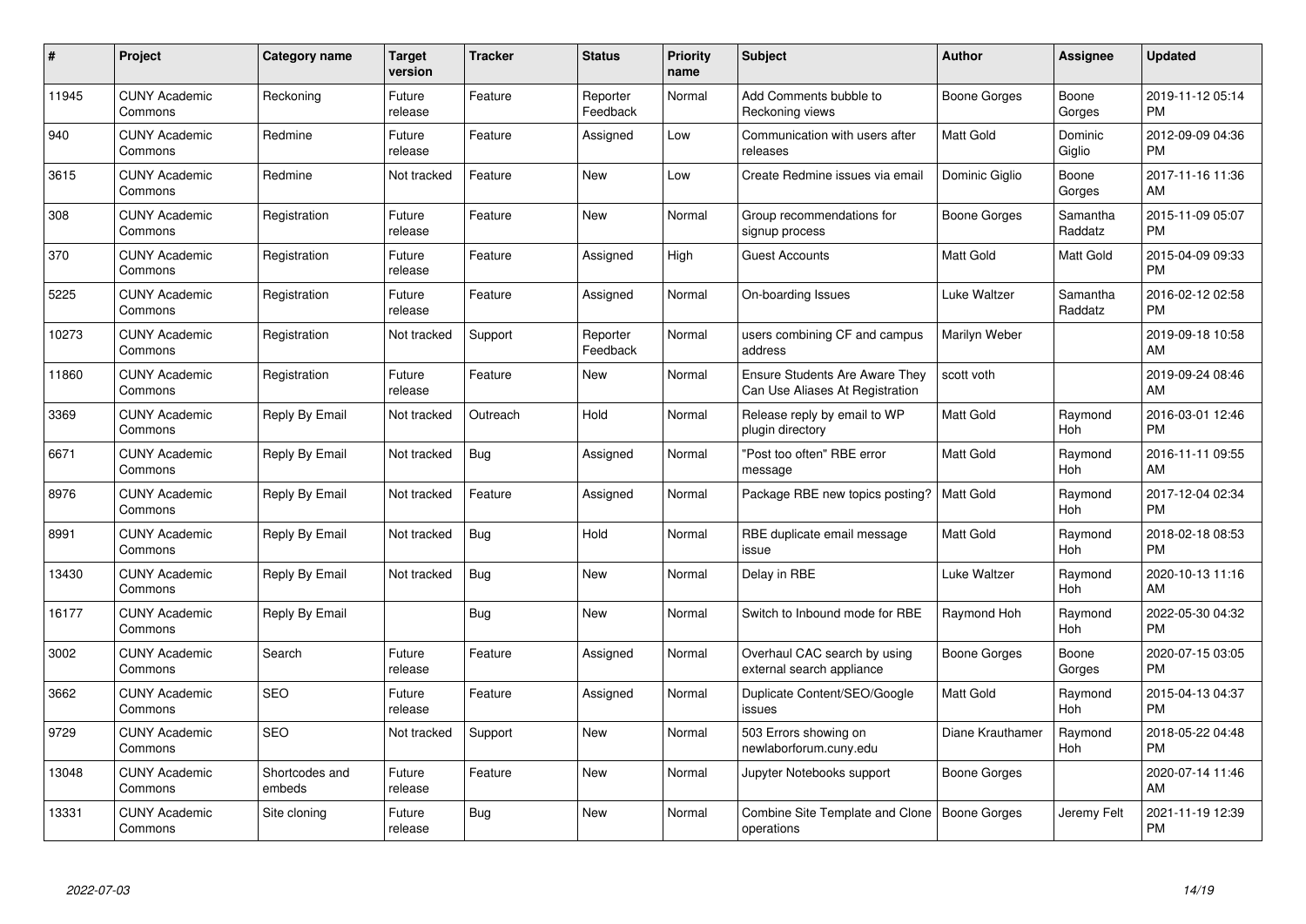| # | Project | Category name | Target version | Tracker | Status | Priority name | Subject | Author | Assignee | Updated |
|---|---|---|---|---|---|---|---|---|---|---|
| 11945 | CUNY Academic Commons | Reckoning | Future release | Feature | Reporter Feedback | Normal | Add Comments bubble to Reckoning views | Boone Gorges | Boone Gorges | 2019-11-12 05:14 PM |
| 940 | CUNY Academic Commons | Redmine | Future release | Feature | Assigned | Low | Communication with users after releases | Matt Gold | Dominic Giglio | 2012-09-09 04:36 PM |
| 3615 | CUNY Academic Commons | Redmine | Not tracked | Feature | New | Low | Create Redmine issues via email | Dominic Giglio | Boone Gorges | 2017-11-16 11:36 AM |
| 308 | CUNY Academic Commons | Registration | Future release | Feature | New | Normal | Group recommendations for signup process | Boone Gorges | Samantha Raddatz | 2015-11-09 05:07 PM |
| 370 | CUNY Academic Commons | Registration | Future release | Feature | Assigned | High | Guest Accounts | Matt Gold | Matt Gold | 2015-04-09 09:33 PM |
| 5225 | CUNY Academic Commons | Registration | Future release | Feature | Assigned | Normal | On-boarding Issues | Luke Waltzer | Samantha Raddatz | 2016-02-12 02:58 PM |
| 10273 | CUNY Academic Commons | Registration | Not tracked | Support | Reporter Feedback | Normal | users combining CF and campus address | Marilyn Weber | | 2019-09-18 10:58 AM |
| 11860 | CUNY Academic Commons | Registration | Future release | Feature | New | Normal | Ensure Students Are Aware They Can Use Aliases At Registration | scott voth | | 2019-09-24 08:46 AM |
| 3369 | CUNY Academic Commons | Reply By Email | Not tracked | Outreach | Hold | Normal | Release reply by email to WP plugin directory | Matt Gold | Raymond Hoh | 2016-03-01 12:46 PM |
| 6671 | CUNY Academic Commons | Reply By Email | Not tracked | Bug | Assigned | Normal | "Post too often" RBE error message | Matt Gold | Raymond Hoh | 2016-11-11 09:55 AM |
| 8976 | CUNY Academic Commons | Reply By Email | Not tracked | Feature | Assigned | Normal | Package RBE new topics posting? | Matt Gold | Raymond Hoh | 2017-12-04 02:34 PM |
| 8991 | CUNY Academic Commons | Reply By Email | Not tracked | Bug | Hold | Normal | RBE duplicate email message issue | Matt Gold | Raymond Hoh | 2018-02-18 08:53 PM |
| 13430 | CUNY Academic Commons | Reply By Email | Not tracked | Bug | New | Normal | Delay in RBE | Luke Waltzer | Raymond Hoh | 2020-10-13 11:16 AM |
| 16177 | CUNY Academic Commons | Reply By Email | | Bug | New | Normal | Switch to Inbound mode for RBE | Raymond Hoh | Raymond Hoh | 2022-05-30 04:32 PM |
| 3002 | CUNY Academic Commons | Search | Future release | Feature | Assigned | Normal | Overhaul CAC search by using external search appliance | Boone Gorges | Boone Gorges | 2020-07-15 03:05 PM |
| 3662 | CUNY Academic Commons | SEO | Future release | Feature | Assigned | Normal | Duplicate Content/SEO/Google issues | Matt Gold | Raymond Hoh | 2015-04-13 04:37 PM |
| 9729 | CUNY Academic Commons | SEO | Not tracked | Support | New | Normal | 503 Errors showing on newlaborforum.cuny.edu | Diane Krauthamer | Raymond Hoh | 2018-05-22 04:48 PM |
| 13048 | CUNY Academic Commons | Shortcodes and embeds | Future release | Feature | New | Normal | Jupyter Notebooks support | Boone Gorges | | 2020-07-14 11:46 AM |
| 13331 | CUNY Academic Commons | Site cloning | Future release | Bug | New | Normal | Combine Site Template and Clone operations | Boone Gorges | Jeremy Felt | 2021-11-19 12:39 PM |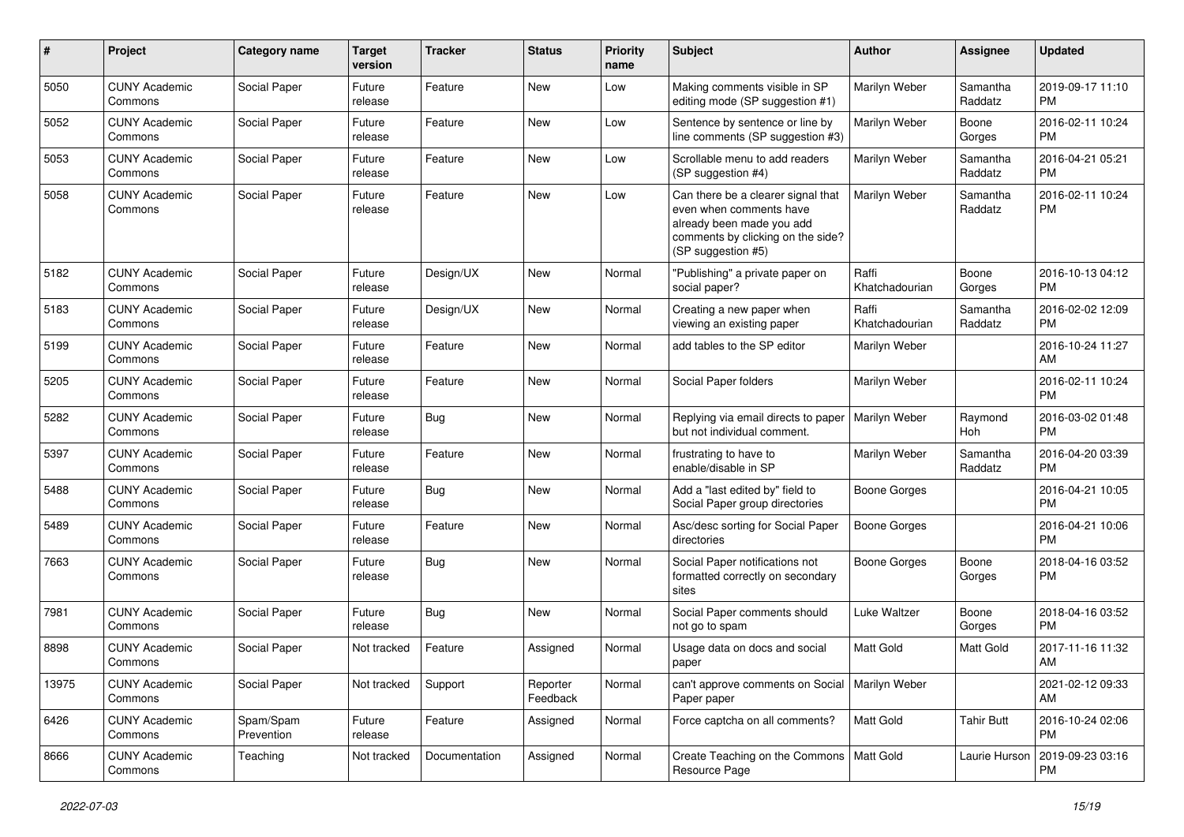| # | Project | Category name | Target version | Tracker | Status | Priority name | Subject | Author | Assignee | Updated |
|---|---|---|---|---|---|---|---|---|---|---|
| 5050 | CUNY Academic Commons | Social Paper | Future release | Feature | New | Low | Making comments visible in SP editing mode (SP suggestion #1) | Marilyn Weber | Samantha Raddatz | 2019-09-17 11:10 PM |
| 5052 | CUNY Academic Commons | Social Paper | Future release | Feature | New | Low | Sentence by sentence or line by line comments (SP suggestion #3) | Marilyn Weber | Boone Gorges | 2016-02-11 10:24 PM |
| 5053 | CUNY Academic Commons | Social Paper | Future release | Feature | New | Low | Scrollable menu to add readers (SP suggestion #4) | Marilyn Weber | Samantha Raddatz | 2016-04-21 05:21 PM |
| 5058 | CUNY Academic Commons | Social Paper | Future release | Feature | New | Low | Can there be a clearer signal that even when comments have already been made you add comments by clicking on the side? (SP suggestion #5) | Marilyn Weber | Samantha Raddatz | 2016-02-11 10:24 PM |
| 5182 | CUNY Academic Commons | Social Paper | Future release | Design/UX | New | Normal | "Publishing" a private paper on social paper? | Raffi Khatchadourian | Boone Gorges | 2016-10-13 04:12 PM |
| 5183 | CUNY Academic Commons | Social Paper | Future release | Design/UX | New | Normal | Creating a new paper when viewing an existing paper | Raffi Khatchadourian | Samantha Raddatz | 2016-02-02 12:09 PM |
| 5199 | CUNY Academic Commons | Social Paper | Future release | Feature | New | Normal | add tables to the SP editor | Marilyn Weber | | 2016-10-24 11:27 AM |
| 5205 | CUNY Academic Commons | Social Paper | Future release | Feature | New | Normal | Social Paper folders | Marilyn Weber | | 2016-02-11 10:24 PM |
| 5282 | CUNY Academic Commons | Social Paper | Future release | Bug | New | Normal | Replying via email directs to paper but not individual comment. | Marilyn Weber | Raymond Hoh | 2016-03-02 01:48 PM |
| 5397 | CUNY Academic Commons | Social Paper | Future release | Feature | New | Normal | frustrating to have to enable/disable in SP | Marilyn Weber | Samantha Raddatz | 2016-04-20 03:39 PM |
| 5488 | CUNY Academic Commons | Social Paper | Future release | Bug | New | Normal | Add a "last edited by" field to Social Paper group directories | Boone Gorges | | 2016-04-21 10:05 PM |
| 5489 | CUNY Academic Commons | Social Paper | Future release | Feature | New | Normal | Asc/desc sorting for Social Paper directories | Boone Gorges | | 2016-04-21 10:06 PM |
| 7663 | CUNY Academic Commons | Social Paper | Future release | Bug | New | Normal | Social Paper notifications not formatted correctly on secondary sites | Boone Gorges | Boone Gorges | 2018-04-16 03:52 PM |
| 7981 | CUNY Academic Commons | Social Paper | Future release | Bug | New | Normal | Social Paper comments should not go to spam | Luke Waltzer | Boone Gorges | 2018-04-16 03:52 PM |
| 8898 | CUNY Academic Commons | Social Paper | Not tracked | Feature | Assigned | Normal | Usage data on docs and social paper | Matt Gold | Matt Gold | 2017-11-16 11:32 AM |
| 13975 | CUNY Academic Commons | Social Paper | Not tracked | Support | Reporter Feedback | Normal | can't approve comments on Social Paper paper | Marilyn Weber | | 2021-02-12 09:33 AM |
| 6426 | CUNY Academic Commons | Spam/Spam Prevention | Future release | Feature | Assigned | Normal | Force captcha on all comments? | Matt Gold | Tahir Butt | 2016-10-24 02:06 PM |
| 8666 | CUNY Academic Commons | Teaching | Not tracked | Documentation | Assigned | Normal | Create Teaching on the Commons Resource Page | Matt Gold | Laurie Hurson | 2019-09-23 03:16 PM |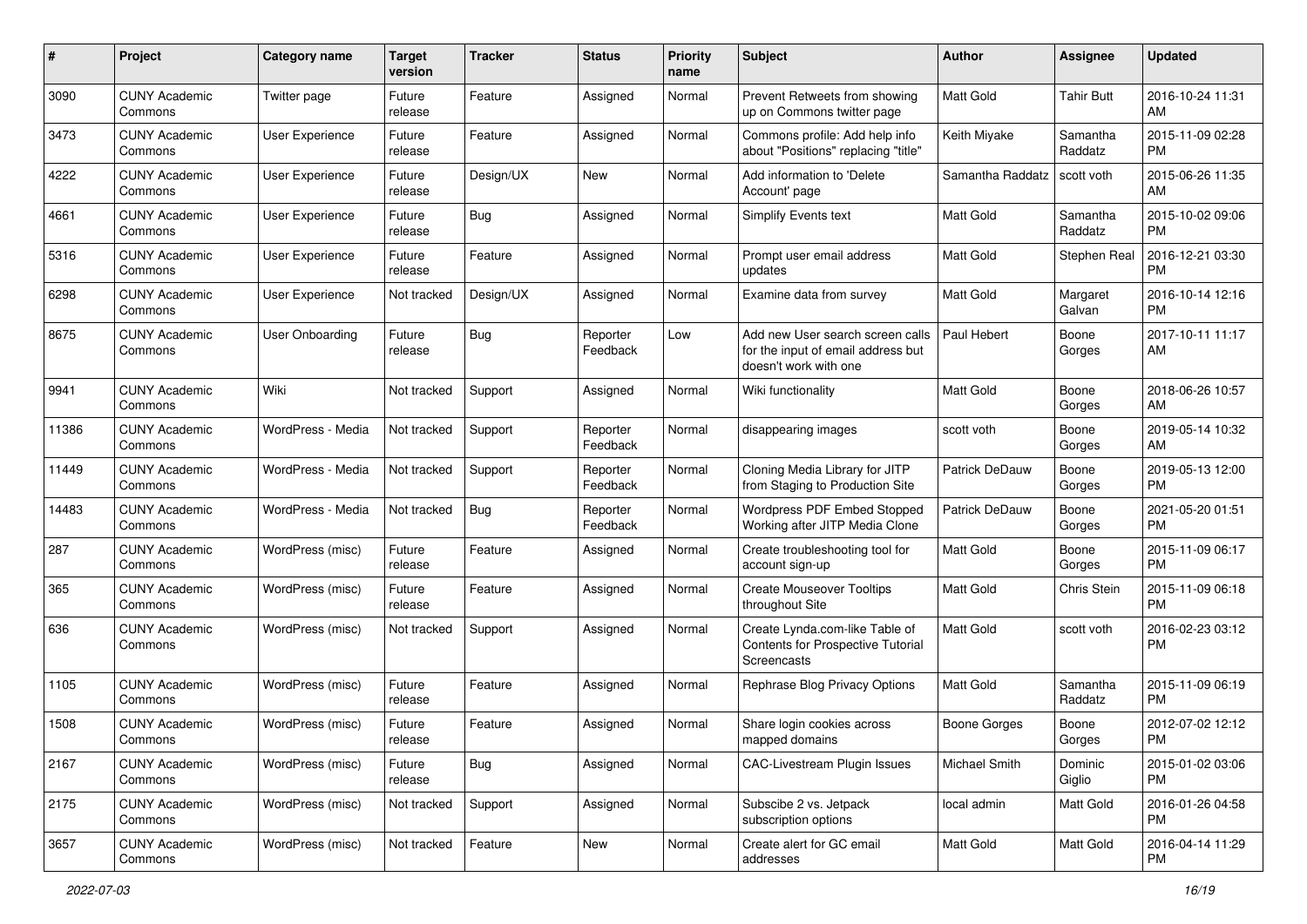| # | Project | Category name | Target version | Tracker | Status | Priority name | Subject | Author | Assignee | Updated |
|---|---|---|---|---|---|---|---|---|---|---|
| 3090 | CUNY Academic Commons | Twitter page | Future release | Feature | Assigned | Normal | Prevent Retweets from showing up on Commons twitter page | Matt Gold | Tahir Butt | 2016-10-24 11:31 AM |
| 3473 | CUNY Academic Commons | User Experience | Future release | Feature | Assigned | Normal | Commons profile: Add help info about "Positions" replacing "title" | Keith Miyake | Samantha Raddatz | 2015-11-09 02:28 PM |
| 4222 | CUNY Academic Commons | User Experience | Future release | Design/UX | New | Normal | Add information to 'Delete Account' page | Samantha Raddatz | scott voth | 2015-06-26 11:35 AM |
| 4661 | CUNY Academic Commons | User Experience | Future release | Bug | Assigned | Normal | Simplify Events text | Matt Gold | Samantha Raddatz | 2015-10-02 09:06 PM |
| 5316 | CUNY Academic Commons | User Experience | Future release | Feature | Assigned | Normal | Prompt user email address updates | Matt Gold | Stephen Real | 2016-12-21 03:30 PM |
| 6298 | CUNY Academic Commons | User Experience | Not tracked | Design/UX | Assigned | Normal | Examine data from survey | Matt Gold | Margaret Galvan | 2016-10-14 12:16 PM |
| 8675 | CUNY Academic Commons | User Onboarding | Future release | Bug | Reporter Feedback | Low | Add new User search screen calls for the input of email address but doesn't work with one | Paul Hebert | Boone Gorges | 2017-10-11 11:17 AM |
| 9941 | CUNY Academic Commons | Wiki | Not tracked | Support | Assigned | Normal | Wiki functionality | Matt Gold | Boone Gorges | 2018-06-26 10:57 AM |
| 11386 | CUNY Academic Commons | WordPress - Media | Not tracked | Support | Reporter Feedback | Normal | disappearing images | scott voth | Boone Gorges | 2019-05-14 10:32 AM |
| 11449 | CUNY Academic Commons | WordPress - Media | Not tracked | Support | Reporter Feedback | Normal | Cloning Media Library for JITP from Staging to Production Site | Patrick DeDauw | Boone Gorges | 2019-05-13 12:00 PM |
| 14483 | CUNY Academic Commons | WordPress - Media | Not tracked | Bug | Reporter Feedback | Normal | Wordpress PDF Embed Stopped Working after JITP Media Clone | Patrick DeDauw | Boone Gorges | 2021-05-20 01:51 PM |
| 287 | CUNY Academic Commons | WordPress (misc) | Future release | Feature | Assigned | Normal | Create troubleshooting tool for account sign-up | Matt Gold | Boone Gorges | 2015-11-09 06:17 PM |
| 365 | CUNY Academic Commons | WordPress (misc) | Future release | Feature | Assigned | Normal | Create Mouseover Tooltips throughout Site | Matt Gold | Chris Stein | 2015-11-09 06:18 PM |
| 636 | CUNY Academic Commons | WordPress (misc) | Not tracked | Support | Assigned | Normal | Create Lynda.com-like Table of Contents for Prospective Tutorial Screencasts | Matt Gold | scott voth | 2016-02-23 03:12 PM |
| 1105 | CUNY Academic Commons | WordPress (misc) | Future release | Feature | Assigned | Normal | Rephrase Blog Privacy Options | Matt Gold | Samantha Raddatz | 2015-11-09 06:19 PM |
| 1508 | CUNY Academic Commons | WordPress (misc) | Future release | Feature | Assigned | Normal | Share login cookies across mapped domains | Boone Gorges | Boone Gorges | 2012-07-02 12:12 PM |
| 2167 | CUNY Academic Commons | WordPress (misc) | Future release | Bug | Assigned | Normal | CAC-Livestream Plugin Issues | Michael Smith | Dominic Giglio | 2015-01-02 03:06 PM |
| 2175 | CUNY Academic Commons | WordPress (misc) | Not tracked | Support | Assigned | Normal | Subscibe 2 vs. Jetpack subscription options | local admin | Matt Gold | 2016-01-26 04:58 PM |
| 3657 | CUNY Academic Commons | WordPress (misc) | Not tracked | Feature | New | Normal | Create alert for GC email addresses | Matt Gold | Matt Gold | 2016-04-14 11:29 PM |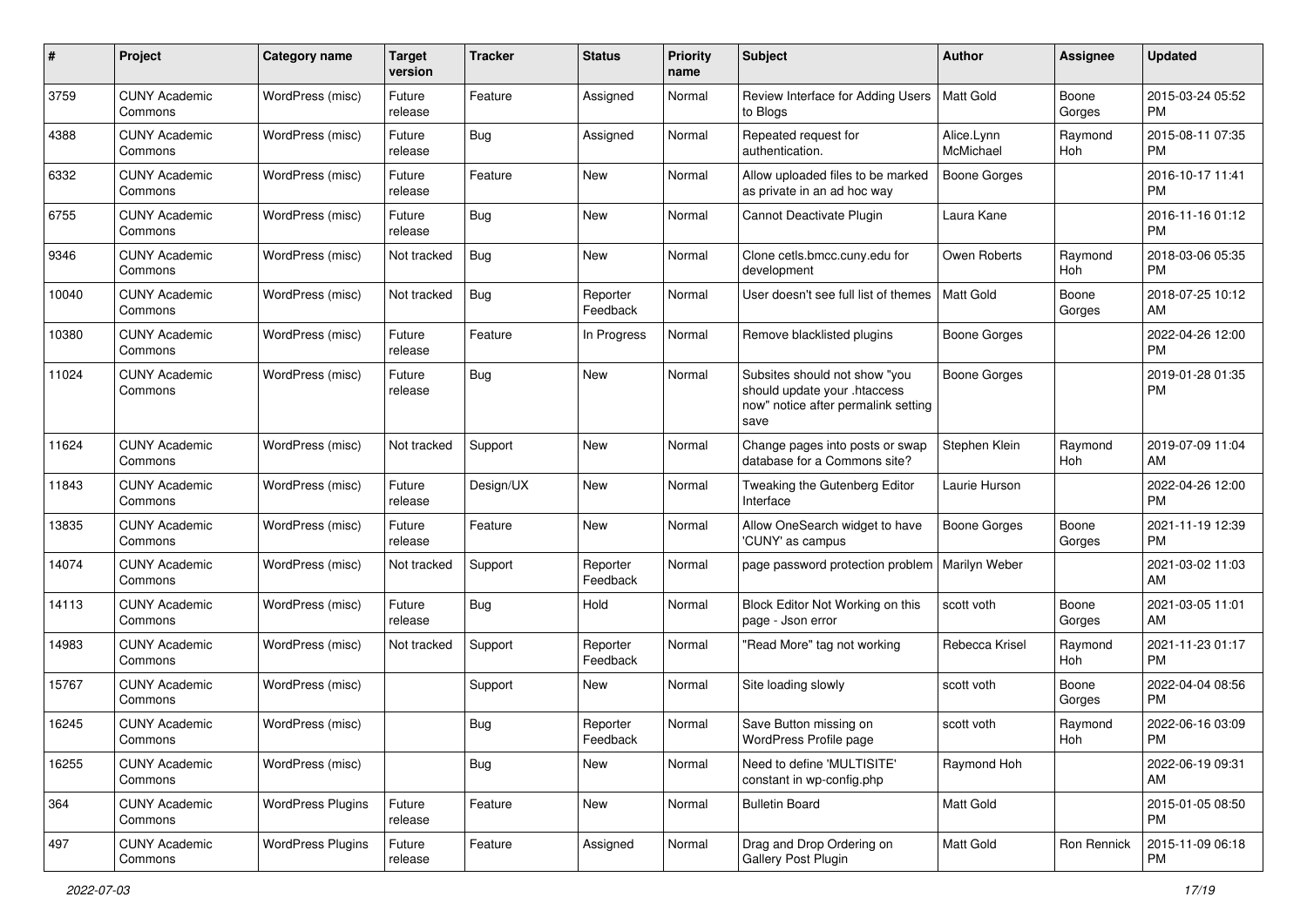| # | Project | Category name | Target version | Tracker | Status | Priority name | Subject | Author | Assignee | Updated |
|---|---|---|---|---|---|---|---|---|---|---|
| 3759 | CUNY Academic Commons | WordPress (misc) | Future release | Feature | Assigned | Normal | Review Interface for Adding Users to Blogs | Matt Gold | Boone Gorges | 2015-03-24 05:52 PM |
| 4388 | CUNY Academic Commons | WordPress (misc) | Future release | Bug | Assigned | Normal | Repeated request for authentication. | Alice.Lynn McMichael | Raymond Hoh | 2015-08-11 07:35 PM |
| 6332 | CUNY Academic Commons | WordPress (misc) | Future release | Feature | New | Normal | Allow uploaded files to be marked as private in an ad hoc way | Boone Gorges | | 2016-10-17 11:41 PM |
| 6755 | CUNY Academic Commons | WordPress (misc) | Future release | Bug | New | Normal | Cannot Deactivate Plugin | Laura Kane | | 2016-11-16 01:12 PM |
| 9346 | CUNY Academic Commons | WordPress (misc) | Not tracked | Bug | New | Normal | Clone cetls.bmcc.cuny.edu for development | Owen Roberts | Raymond Hoh | 2018-03-06 05:35 PM |
| 10040 | CUNY Academic Commons | WordPress (misc) | Not tracked | Bug | Reporter Feedback | Normal | User doesn't see full list of themes | Matt Gold | Boone Gorges | 2018-07-25 10:12 AM |
| 10380 | CUNY Academic Commons | WordPress (misc) | Future release | Feature | In Progress | Normal | Remove blacklisted plugins | Boone Gorges | | 2022-04-26 12:00 PM |
| 11024 | CUNY Academic Commons | WordPress (misc) | Future release | Bug | New | Normal | Subsites should not show "you should update your .htaccess now" notice after permalink setting save | Boone Gorges | | 2019-01-28 01:35 PM |
| 11624 | CUNY Academic Commons | WordPress (misc) | Not tracked | Support | New | Normal | Change pages into posts or swap database for a Commons site? | Stephen Klein | Raymond Hoh | 2019-07-09 11:04 AM |
| 11843 | CUNY Academic Commons | WordPress (misc) | Future release | Design/UX | New | Normal | Tweaking the Gutenberg Editor Interface | Laurie Hurson | | 2022-04-26 12:00 PM |
| 13835 | CUNY Academic Commons | WordPress (misc) | Future release | Feature | New | Normal | Allow OneSearch widget to have 'CUNY' as campus | Boone Gorges | Boone Gorges | 2021-11-19 12:39 PM |
| 14074 | CUNY Academic Commons | WordPress (misc) | Not tracked | Support | Reporter Feedback | Normal | page password protection problem | Marilyn Weber | | 2021-03-02 11:03 AM |
| 14113 | CUNY Academic Commons | WordPress (misc) | Future release | Bug | Hold | Normal | Block Editor Not Working on this page - Json error | scott voth | Boone Gorges | 2021-03-05 11:01 AM |
| 14983 | CUNY Academic Commons | WordPress (misc) | Not tracked | Support | Reporter Feedback | Normal | "Read More" tag not working | Rebecca Krisel | Raymond Hoh | 2021-11-23 01:17 PM |
| 15767 | CUNY Academic Commons | WordPress (misc) | | Support | New | Normal | Site loading slowly | scott voth | Boone Gorges | 2022-04-04 08:56 PM |
| 16245 | CUNY Academic Commons | WordPress (misc) | | Bug | Reporter Feedback | Normal | Save Button missing on WordPress Profile page | scott voth | Raymond Hoh | 2022-06-16 03:09 PM |
| 16255 | CUNY Academic Commons | WordPress (misc) | | Bug | New | Normal | Need to define 'MULTISITE' constant in wp-config.php | Raymond Hoh | | 2022-06-19 09:31 AM |
| 364 | CUNY Academic Commons | WordPress Plugins | Future release | Feature | New | Normal | Bulletin Board | Matt Gold | | 2015-01-05 08:50 PM |
| 497 | CUNY Academic Commons | WordPress Plugins | Future release | Feature | Assigned | Normal | Drag and Drop Ordering on Gallery Post Plugin | Matt Gold | Ron Rennick | 2015-11-09 06:18 PM |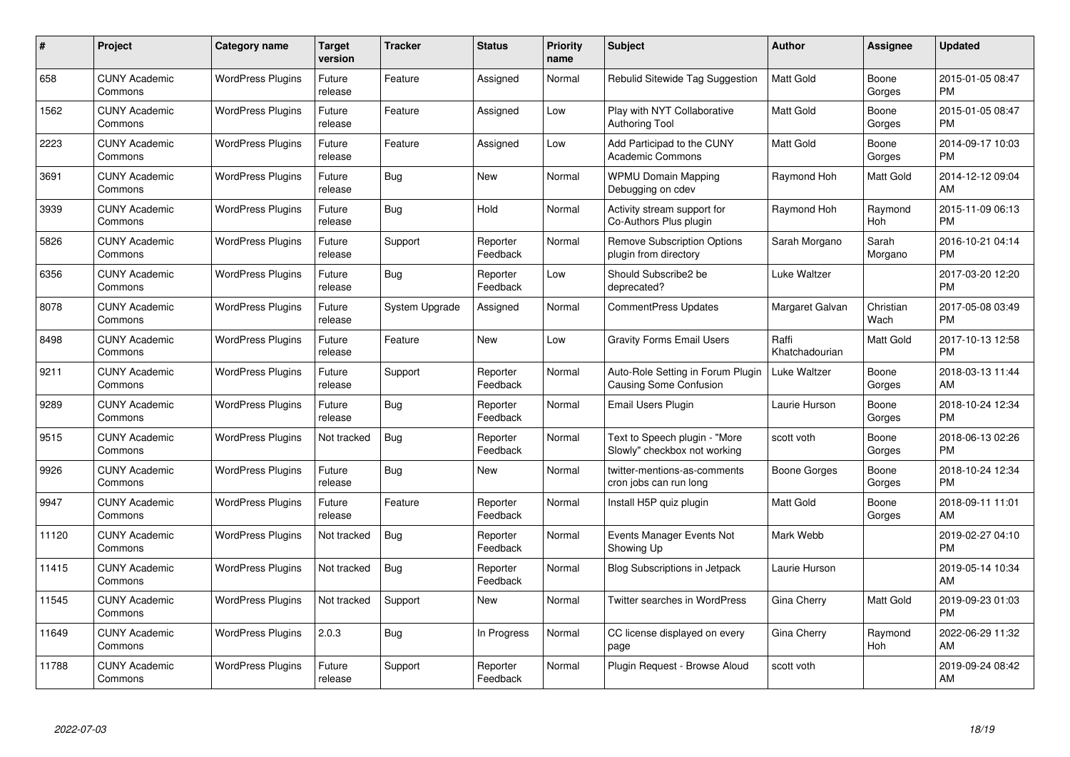| # | Project | Category name | Target version | Tracker | Status | Priority name | Subject | Author | Assignee | Updated |
|---|---|---|---|---|---|---|---|---|---|---|
| 658 | CUNY Academic Commons | WordPress Plugins | Future release | Feature | Assigned | Normal | Rebulid Sitewide Tag Suggestion | Matt Gold | Boone Gorges | 2015-01-05 08:47 PM |
| 1562 | CUNY Academic Commons | WordPress Plugins | Future release | Feature | Assigned | Low | Play with NYT Collaborative Authoring Tool | Matt Gold | Boone Gorges | 2015-01-05 08:47 PM |
| 2223 | CUNY Academic Commons | WordPress Plugins | Future release | Feature | Assigned | Low | Add Participad to the CUNY Academic Commons | Matt Gold | Boone Gorges | 2014-09-17 10:03 PM |
| 3691 | CUNY Academic Commons | WordPress Plugins | Future release | Bug | New | Normal | WPMU Domain Mapping Debugging on cdev | Raymond Hoh | Matt Gold | 2014-12-12 09:04 AM |
| 3939 | CUNY Academic Commons | WordPress Plugins | Future release | Bug | Hold | Normal | Activity stream support for Co-Authors Plus plugin | Raymond Hoh | Raymond Hoh | 2015-11-09 06:13 PM |
| 5826 | CUNY Academic Commons | WordPress Plugins | Future release | Support | Reporter Feedback | Normal | Remove Subscription Options plugin from directory | Sarah Morgano | Sarah Morgano | 2016-10-21 04:14 PM |
| 6356 | CUNY Academic Commons | WordPress Plugins | Future release | Bug | Reporter Feedback | Low | Should Subscribe2 be deprecated? | Luke Waltzer | | 2017-03-20 12:20 PM |
| 8078 | CUNY Academic Commons | WordPress Plugins | Future release | System Upgrade | Assigned | Normal | CommentPress Updates | Margaret Galvan | Christian Wach | 2017-05-08 03:49 PM |
| 8498 | CUNY Academic Commons | WordPress Plugins | Future release | Feature | New | Low | Gravity Forms Email Users | Raffi Khatchadourian | Matt Gold | 2017-10-13 12:58 PM |
| 9211 | CUNY Academic Commons | WordPress Plugins | Future release | Support | Reporter Feedback | Normal | Auto-Role Setting in Forum Plugin Causing Some Confusion | Luke Waltzer | Boone Gorges | 2018-03-13 11:44 AM |
| 9289 | CUNY Academic Commons | WordPress Plugins | Future release | Bug | Reporter Feedback | Normal | Email Users Plugin | Laurie Hurson | Boone Gorges | 2018-10-24 12:34 PM |
| 9515 | CUNY Academic Commons | WordPress Plugins | Not tracked | Bug | Reporter Feedback | Normal | Text to Speech plugin - "More Slowly" checkbox not working | scott voth | Boone Gorges | 2018-06-13 02:26 PM |
| 9926 | CUNY Academic Commons | WordPress Plugins | Future release | Bug | New | Normal | twitter-mentions-as-comments cron jobs can run long | Boone Gorges | Boone Gorges | 2018-10-24 12:34 PM |
| 9947 | CUNY Academic Commons | WordPress Plugins | Future release | Feature | Reporter Feedback | Normal | Install H5P quiz plugin | Matt Gold | Boone Gorges | 2018-09-11 11:01 AM |
| 11120 | CUNY Academic Commons | WordPress Plugins | Not tracked | Bug | Reporter Feedback | Normal | Events Manager Events Not Showing Up | Mark Webb | | 2019-02-27 04:10 PM |
| 11415 | CUNY Academic Commons | WordPress Plugins | Not tracked | Bug | Reporter Feedback | Normal | Blog Subscriptions in Jetpack | Laurie Hurson | | 2019-05-14 10:34 AM |
| 11545 | CUNY Academic Commons | WordPress Plugins | Not tracked | Support | New | Normal | Twitter searches in WordPress | Gina Cherry | Matt Gold | 2019-09-23 01:03 PM |
| 11649 | CUNY Academic Commons | WordPress Plugins | 2.0.3 | Bug | In Progress | Normal | CC license displayed on every page | Gina Cherry | Raymond Hoh | 2022-06-29 11:32 AM |
| 11788 | CUNY Academic Commons | WordPress Plugins | Future release | Support | Reporter Feedback | Normal | Plugin Request - Browse Aloud | scott voth | | 2019-09-24 08:42 AM |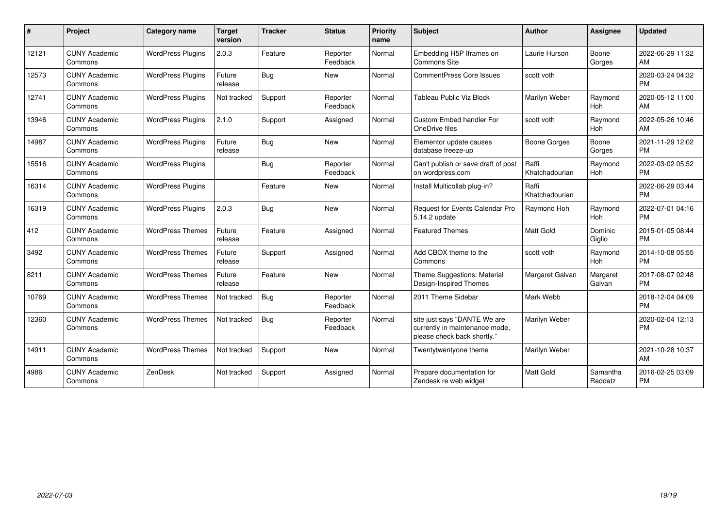| # | Project | Category name | Target version | Tracker | Status | Priority name | Subject | Author | Assignee | Updated |
|---|---|---|---|---|---|---|---|---|---|---|
| 12121 | CUNY Academic Commons | WordPress Plugins | 2.0.3 | Feature | Reporter Feedback | Normal | Embedding H5P Iframes on Commons Site | Laurie Hurson | Boone Gorges | 2022-06-29 11:32 AM |
| 12573 | CUNY Academic Commons | WordPress Plugins | Future release | Bug | New | Normal | CommentPress Core Issues | scott voth | | 2020-03-24 04:32 PM |
| 12741 | CUNY Academic Commons | WordPress Plugins | Not tracked | Support | Reporter Feedback | Normal | Tableau Public Viz Block | Marilyn Weber | Raymond Hoh | 2020-05-12 11:00 AM |
| 13946 | CUNY Academic Commons | WordPress Plugins | 2.1.0 | Support | Assigned | Normal | Custom Embed handler For OneDrive files | scott voth | Raymond Hoh | 2022-05-26 10:46 AM |
| 14987 | CUNY Academic Commons | WordPress Plugins | Future release | Bug | New | Normal | Elementor update causes database freeze-up | Boone Gorges | Boone Gorges | 2021-11-29 12:02 PM |
| 15516 | CUNY Academic Commons | WordPress Plugins | | Bug | Reporter Feedback | Normal | Can't publish or save draft of post on wordpress.com | Raffi Khatchadourian | Raymond Hoh | 2022-03-02 05:52 PM |
| 16314 | CUNY Academic Commons | WordPress Plugins | | Feature | New | Normal | Install Multicollab plug-in? | Raffi Khatchadourian | | 2022-06-29 03:44 PM |
| 16319 | CUNY Academic Commons | WordPress Plugins | 2.0.3 | Bug | New | Normal | Request for Events Calendar Pro 5.14.2 update | Raymond Hoh | Raymond Hoh | 2022-07-01 04:16 PM |
| 412 | CUNY Academic Commons | WordPress Themes | Future release | Feature | Assigned | Normal | Featured Themes | Matt Gold | Dominic Giglio | 2015-01-05 08:44 PM |
| 3492 | CUNY Academic Commons | WordPress Themes | Future release | Support | Assigned | Normal | Add CBOX theme to the Commons | scott voth | Raymond Hoh | 2014-10-08 05:55 PM |
| 8211 | CUNY Academic Commons | WordPress Themes | Future release | Feature | New | Normal | Theme Suggestions: Material Design-Inspired Themes | Margaret Galvan | Margaret Galvan | 2017-08-07 02:48 PM |
| 10769 | CUNY Academic Commons | WordPress Themes | Not tracked | Bug | Reporter Feedback | Normal | 2011 Theme Sidebar | Mark Webb | | 2018-12-04 04:09 PM |
| 12360 | CUNY Academic Commons | WordPress Themes | Not tracked | Bug | Reporter Feedback | Normal | site just says "DANTE We are currently in maintenance mode, please check back shortly." | Marilyn Weber | | 2020-02-04 12:13 PM |
| 14911 | CUNY Academic Commons | WordPress Themes | Not tracked | Support | New | Normal | Twentytwentyone theme | Marilyn Weber | | 2021-10-28 10:37 AM |
| 4986 | CUNY Academic Commons | ZenDesk | Not tracked | Support | Assigned | Normal | Prepare documentation for Zendesk re web widget | Matt Gold | Samantha Raddatz | 2016-02-25 03:09 PM |